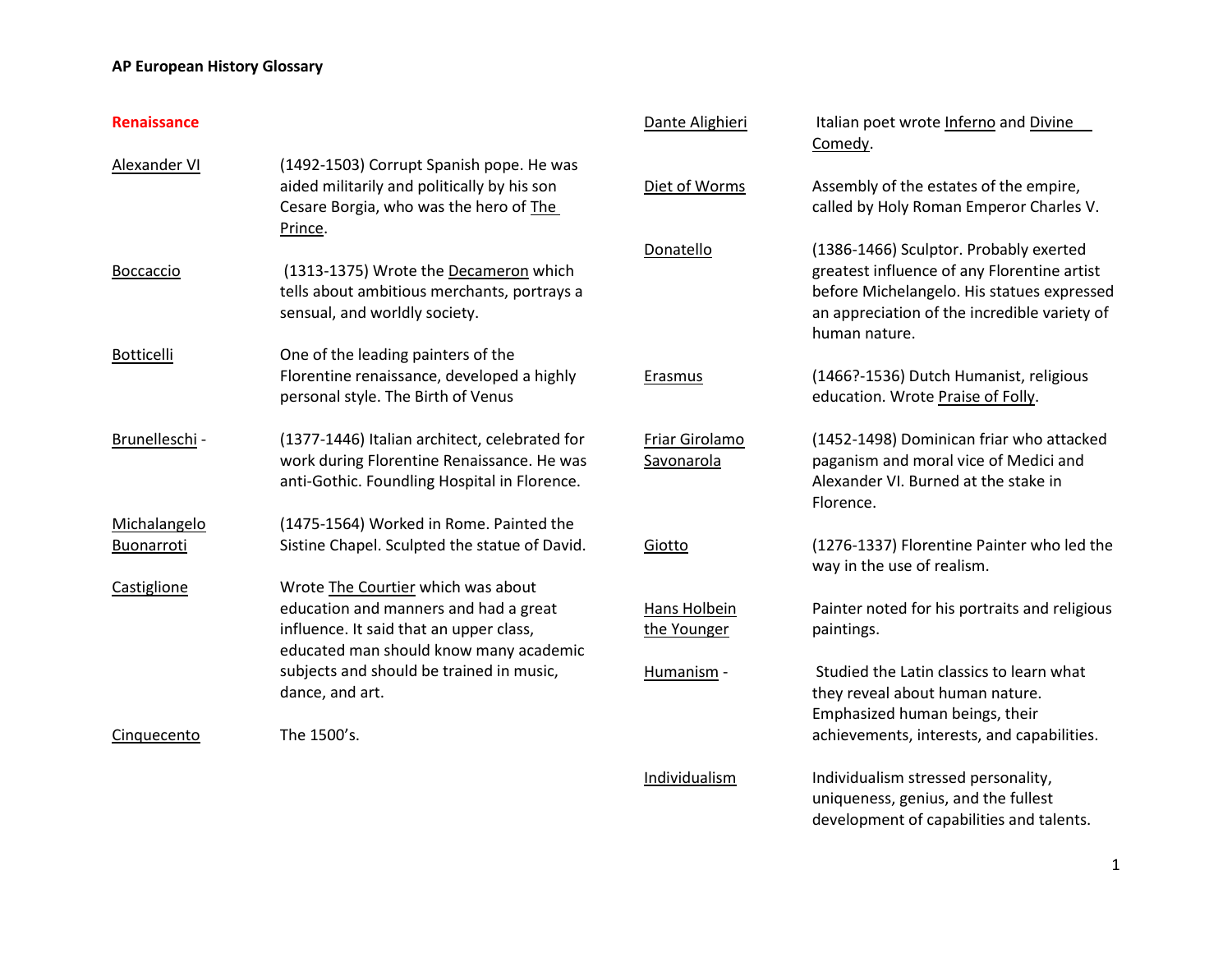**AP European History Glossary**

## Renaissance

| | |
|---|---|
| Alexander VI | (1492-1503) Corrupt Spanish pope. He was aided militarily and politically by his son Cesare Borgia, who was the hero of The Prince. |
| Boccaccio | (1313-1375) Wrote the Decameron which tells about ambitious merchants, portrays a sensual, and worldly society. |
| Botticelli | One of the leading painters of the Florentine renaissance, developed a highly personal style. The Birth of Venus |
| Brunelleschi - | (1377-1446) Italian architect, celebrated for work during Florentine Renaissance. He was anti-Gothic. Foundling Hospital in Florence. |
| Michalangelo Buonarroti | (1475-1564) Worked in Rome. Painted the Sistine Chapel. Sculpted the statue of David. |
| Castiglione | Wrote The Courtier which was about education and manners and had a great influence. It said that an upper class, educated man should know many academic subjects and should be trained in music, dance, and art. |
| Cinquecento | The 1500's. |
| Dante Alighieri | Italian poet wrote Inferno and Divine Comedy. |
| Diet of Worms | Assembly of the estates of the empire, called by Holy Roman Emperor Charles V. |
| Donatello | (1386-1466) Sculptor. Probably exerted greatest influence of any Florentine artist before Michelangelo. His statues expressed an appreciation of the incredible variety of human nature. |
| Erasmus | (1466?-1536) Dutch Humanist, religious education. Wrote Praise of Folly. |
| Friar Girolamo Savonarola | (1452-1498) Dominican friar who attacked paganism and moral vice of Medici and Alexander VI. Burned at the stake in Florence. |
| Giotto | (1276-1337) Florentine Painter who led the way in the use of realism. |
| Hans Holbein the Younger | Painter noted for his portraits and religious paintings. |
| Humanism - | Studied the Latin classics to learn what they reveal about human nature. Emphasized human beings, their achievements, interests, and capabilities. |
| Individualism | Individualism stressed personality, uniqueness, genius, and the fullest development of capabilities and talents. |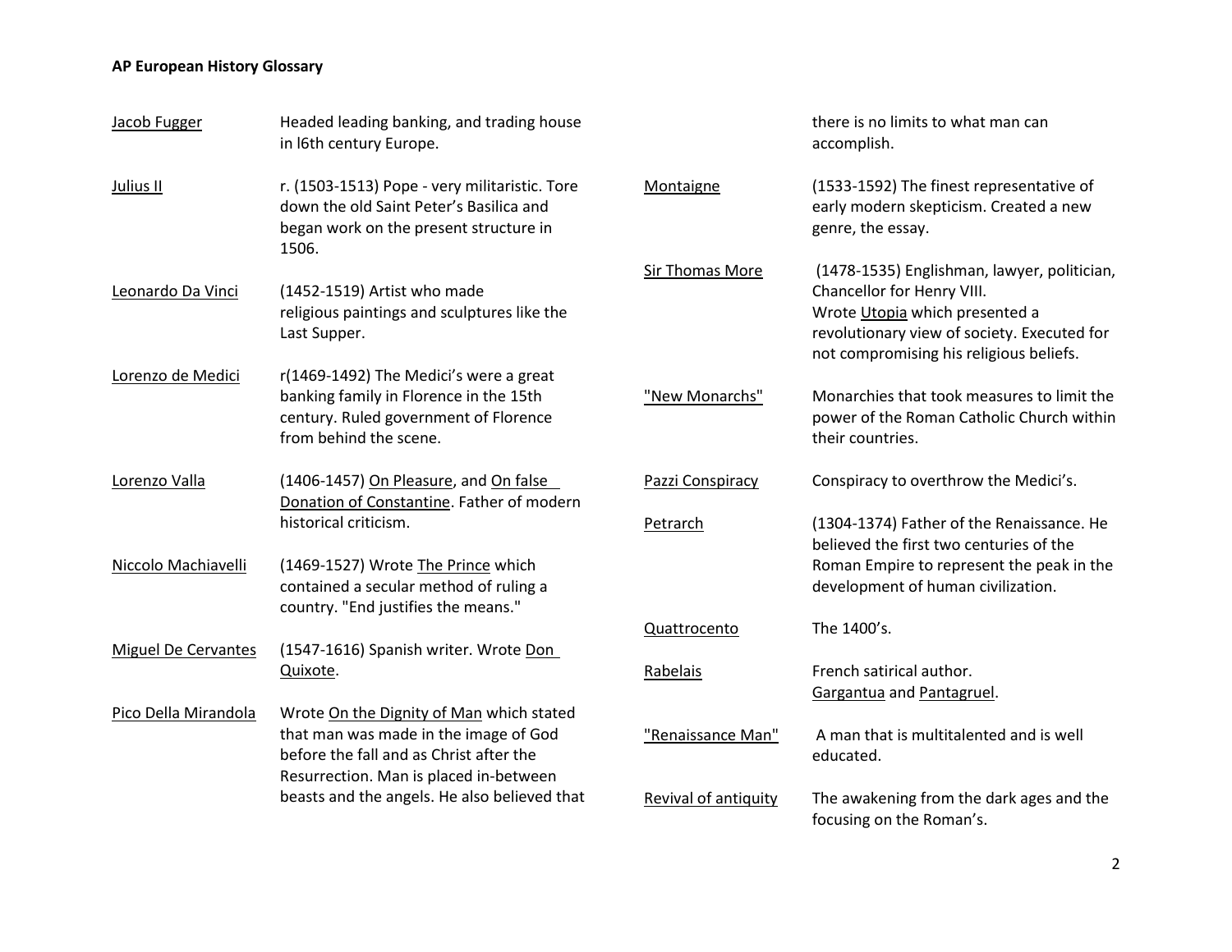| Term | Definition |
|---|---|
| Jacob Fugger | Headed leading banking, and trading house in l6th century Europe. |
| Julius II | r. (1503-1513) Pope - very militaristic. Tore down the old Saint Peter's Basilica and began work on the present structure in 1506. |
| Leonardo Da Vinci | (1452-1519) Artist who made religious paintings and sculptures like the Last Supper. |
| Lorenzo de Medici | r(1469-1492) The Medici's were a great banking family in Florence in the 15th century. Ruled government of Florence from behind the scene. |
| Lorenzo Valla | (1406-1457) On Pleasure, and On false Donation of Constantine. Father of modern historical criticism. |
| Niccolo Machiavelli | (1469-1527) Wrote The Prince which contained a secular method of ruling a country. "End justifies the means." |
| Miguel De Cervantes | (1547-1616) Spanish writer. Wrote Don Quixote. |
| Pico Della Mirandola | Wrote On the Dignity of Man which stated that man was made in the image of God before the fall and as Christ after the Resurrection. Man is placed in-between beasts and the angels. He also believed that there is no limits to what man can accomplish. |
| Montaigne | (1533-1592) The finest representative of early modern skepticism. Created a new genre, the essay. |
| Sir Thomas More | (1478-1535) Englishman, lawyer, politician, Chancellor for Henry VIII. Wrote Utopia which presented a revolutionary view of society. Executed for not compromising his religious beliefs. |
| "New Monarchs" | Monarchies that took measures to limit the power of the Roman Catholic Church within their countries. |
| Pazzi Conspiracy | Conspiracy to overthrow the Medici's. |
| Petrarch | (1304-1374) Father of the Renaissance. He believed the first two centuries of the Roman Empire to represent the peak in the development of human civilization. |
| Quattrocento | The 1400's. |
| Rabelais | French satirical author. Gargantua and Pantagruel. |
| "Renaissance Man" | A man that is multitalented and is well educated. |
| Revival of antiquity | The awakening from the dark ages and the focusing on the Roman's. |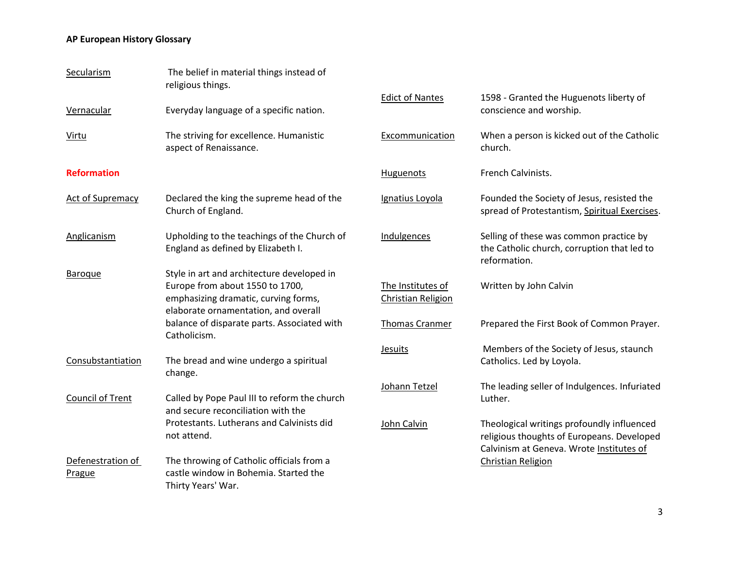**AP European History Glossary**

| | |
|---|---|
| Secularism | The belief in material things instead of religious things. |
| Vernacular | Everyday language of a specific nation. |
| Virtu | The striving for excellence. Humanistic aspect of Renaissance. |

## Reformation

| | |
|---|---|
| Act of Supremacy | Declared the king the supreme head of the Church of England. |
| Anglicanism | Upholding to the teachings of the Church of England as defined by Elizabeth I. |
| Baroque | Style in art and architecture developed in Europe from about 1550 to 1700, emphasizing dramatic, curving forms, elaborate ornamentation, and overall balance of disparate parts. Associated with Catholicism. |
| Consubstantiation | The bread and wine undergo a spiritual change. |
| Council of Trent | Called by Pope Paul III to reform the church and secure reconciliation with the Protestants. Lutherans and Calvinists did not attend. |
| Defenestration of Prague | The throwing of Catholic officials from a castle window in Bohemia. Started the Thirty Years' War. |
| Edict of Nantes | 1598 - Granted the Huguenots liberty of conscience and worship. |
| Excommunication | When a person is kicked out of the Catholic church. |
| Huguenots | French Calvinists. |
| Ignatius Loyola | Founded the Society of Jesus, resisted the spread of Protestantism, Spiritual Exercises. |
| Indulgences | Selling of these was common practice by the Catholic church, corruption that led to reformation. |
| The Institutes of Christian Religion | Written by John Calvin |
| Thomas Cranmer | Prepared the First Book of Common Prayer. |
| Jesuits | Members of the Society of Jesus, staunch Catholics. Led by Loyola. |
| Johann Tetzel | The leading seller of Indulgences. Infuriated Luther. |
| John Calvin | Theological writings profoundly influenced religious thoughts of Europeans. Developed Calvinism at Geneva. Wrote Institutes of Christian Religion |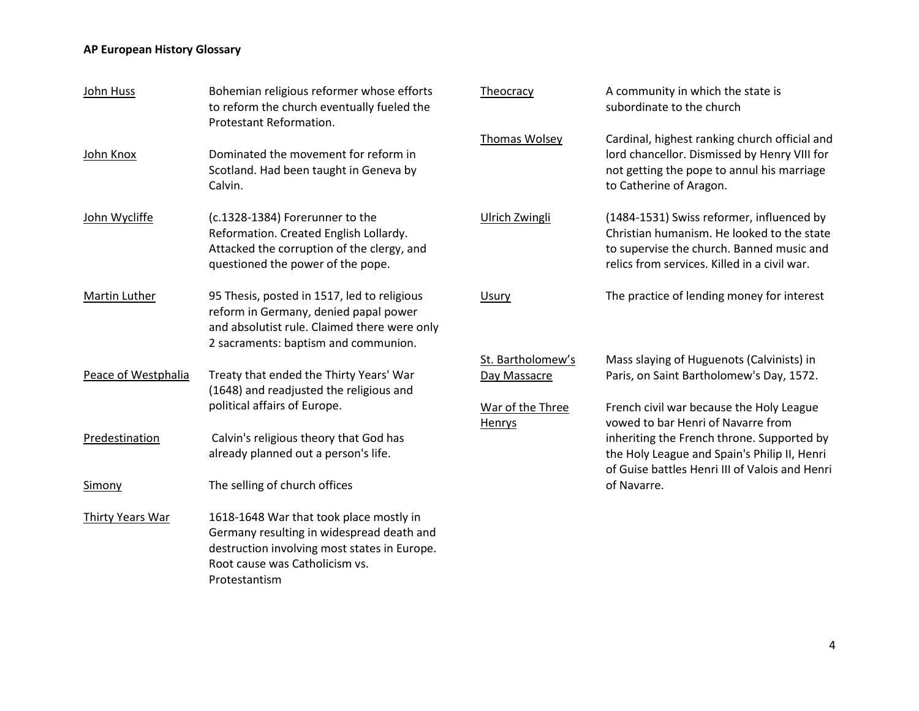**AP European History Glossary**

| Term | Definition |
|---|---|
| John Huss | Bohemian religious reformer whose efforts to reform the church eventually fueled the Protestant Reformation. |
| John Knox | Dominated the movement for reform in Scotland. Had been taught in Geneva by Calvin. |
| John Wycliffe | (c.1328-1384) Forerunner to the Reformation. Created English Lollardy. Attacked the corruption of the clergy, and questioned the power of the pope. |
| Martin Luther | 95 Thesis, posted in 1517, led to religious reform in Germany, denied papal power and absolutist rule. Claimed there were only 2 sacraments: baptism and communion. |
| Peace of Westphalia | Treaty that ended the Thirty Years' War (1648) and readjusted the religious and political affairs of Europe. |
| Predestination | Calvin's religious theory that God has already planned out a person's life. |
| Simony | The selling of church offices |
| Thirty Years War | 1618-1648 War that took place mostly in Germany resulting in widespread death and destruction involving most states in Europe. Root cause was Catholicism vs. Protestantism |
| Theocracy | A community in which the state is subordinate to the church |
| Thomas Wolsey | Cardinal, highest ranking church official and lord chancellor. Dismissed by Henry VIII for not getting the pope to annul his marriage to Catherine of Aragon. |
| Ulrich Zwingli | (1484-1531) Swiss reformer, influenced by Christian humanism. He looked to the state to supervise the church. Banned music and relics from services. Killed in a civil war. |
| Usury | The practice of lending money for interest |
| St. Bartholomew's Day Massacre | Mass slaying of Huguenots (Calvinists) in Paris, on Saint Bartholomew's Day, 1572. |
| War of the Three Henrys | French civil war because the Holy League vowed to bar Henri of Navarre from inheriting the French throne. Supported by the Holy League and Spain's Philip II, Henri of Guise battles Henri III of Valois and Henri of Navarre. |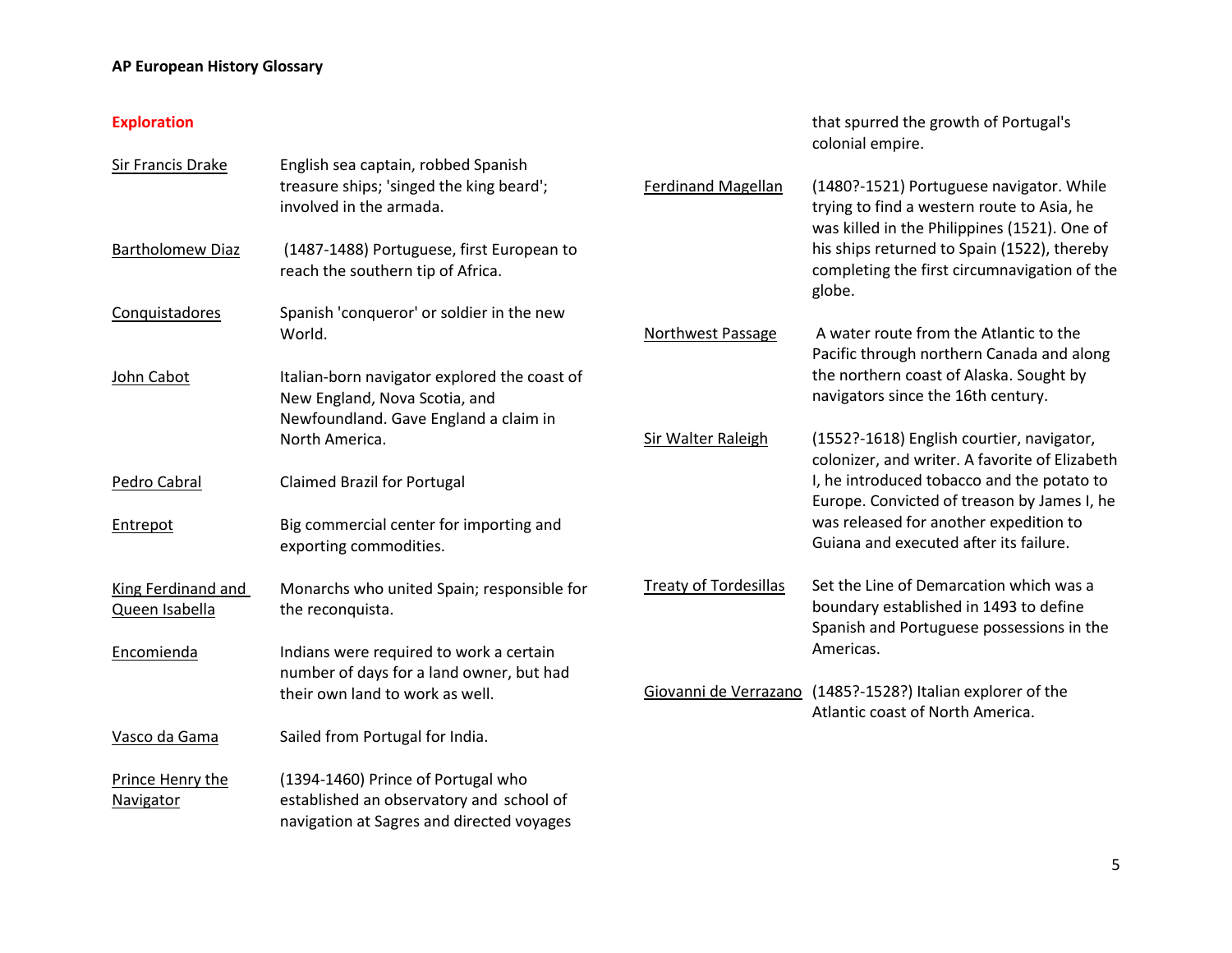## Exploration

| Term | Definition |
| --- | --- |
| Sir Francis Drake | English sea captain, robbed Spanish treasure ships; 'singed the king beard'; involved in the armada. |
| Bartholomew Diaz | (1487-1488) Portuguese, first European to reach the southern tip of Africa. |
| Conquistadores | Spanish 'conqueror' or soldier in the new World. |
| John Cabot | Italian-born navigator explored the coast of New England, Nova Scotia, and Newfoundland. Gave England a claim in North America. |
| Pedro Cabral | Claimed Brazil for Portugal |
| Entrepot | Big commercial center for importing and exporting commodities. |
| King Ferdinand and Queen Isabella | Monarchs who united Spain; responsible for the reconquista. |
| Encomienda | Indians were required to work a certain number of days for a land owner, but had their own land to work as well. |
| Vasco da Gama | Sailed from Portugal for India. |
| Prince Henry the Navigator | (1394-1460) Prince of Portugal who established an observatory and school of navigation at Sagres and directed voyages that spurred the growth of Portugal's colonial empire. |
| Ferdinand Magellan | (1480?-1521) Portuguese navigator. While trying to find a western route to Asia, he was killed in the Philippines (1521). One of his ships returned to Spain (1522), thereby completing the first circumnavigation of the globe. |
| Northwest Passage | A water route from the Atlantic to the Pacific through northern Canada and along the northern coast of Alaska. Sought by navigators since the 16th century. |
| Sir Walter Raleigh | (1552?-1618) English courtier, navigator, colonizer, and writer. A favorite of Elizabeth I, he introduced tobacco and the potato to Europe. Convicted of treason by James I, he was released for another expedition to Guiana and executed after its failure. |
| Treaty of Tordesillas | Set the Line of Demarcation which was a boundary established in 1493 to define Spanish and Portuguese possessions in the Americas. |
| Giovanni de Verrazano | (1485?-1528?) Italian explorer of the Atlantic coast of North America. |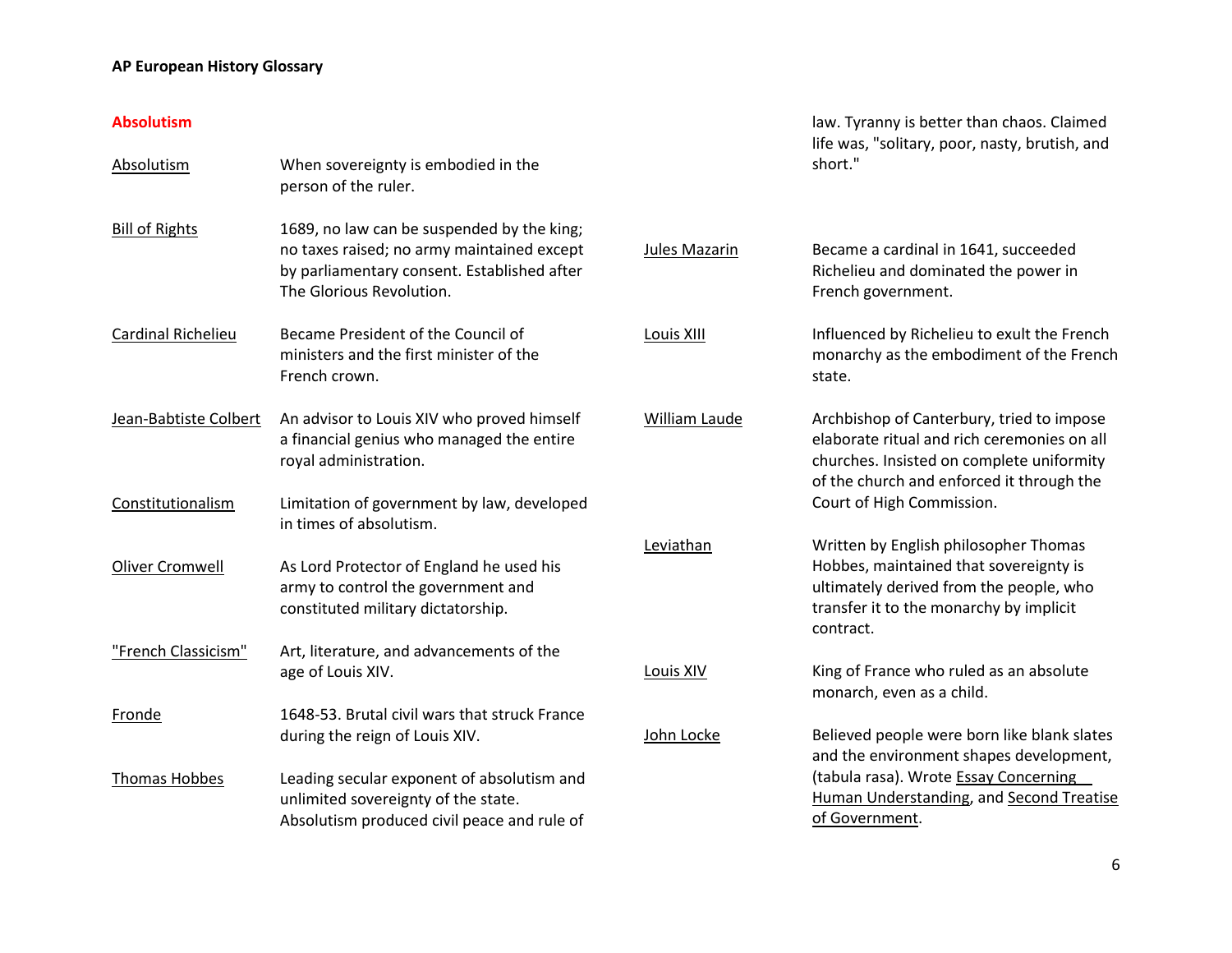**Absolutism**

| Term | Definition |
| --- | --- |
| Absolutism | When sovereignty is embodied in the person of the ruler. |
| Bill of Rights | 1689, no law can be suspended by the king; no taxes raised; no army maintained except by parliamentary consent. Established after The Glorious Revolution. |
| Cardinal Richelieu | Became President of the Council of ministers and the first minister of the French crown. |
| Jean-Babtiste Colbert | An advisor to Louis XIV who proved himself a financial genius who managed the entire royal administration. |
| Constitutionalism | Limitation of government by law, developed in times of absolutism. |
| Oliver Cromwell | As Lord Protector of England he used his army to control the government and constituted military dictatorship. |
| "French Classicism" | Art, literature, and advancements of the age of Louis XIV. |
| Fronde | 1648-53. Brutal civil wars that struck France during the reign of Louis XIV. |
| Thomas Hobbes | Leading secular exponent of absolutism and unlimited sovereignty of the state. Absolutism produced civil peace and rule of law. Tyranny is better than chaos. Claimed life was, "solitary, poor, nasty, brutish, and short." |
| Jules Mazarin | Became a cardinal in 1641, succeeded Richelieu and dominated the power in French government. |
| Louis XIII | Influenced by Richelieu to exult the French monarchy as the embodiment of the French state. |
| William Laude | Archbishop of Canterbury, tried to impose elaborate ritual and rich ceremonies on all churches. Insisted on complete uniformity of the church and enforced it through the Court of High Commission. |
| Leviathan | Written by English philosopher Thomas Hobbes, maintained that sovereignty is ultimately derived from the people, who transfer it to the monarchy by implicit contract. |
| Louis XIV | King of France who ruled as an absolute monarch, even as a child. |
| John Locke | Believed people were born like blank slates and the environment shapes development, (tabula rasa). Wrote Essay Concerning Human Understanding, and Second Treatise of Government. |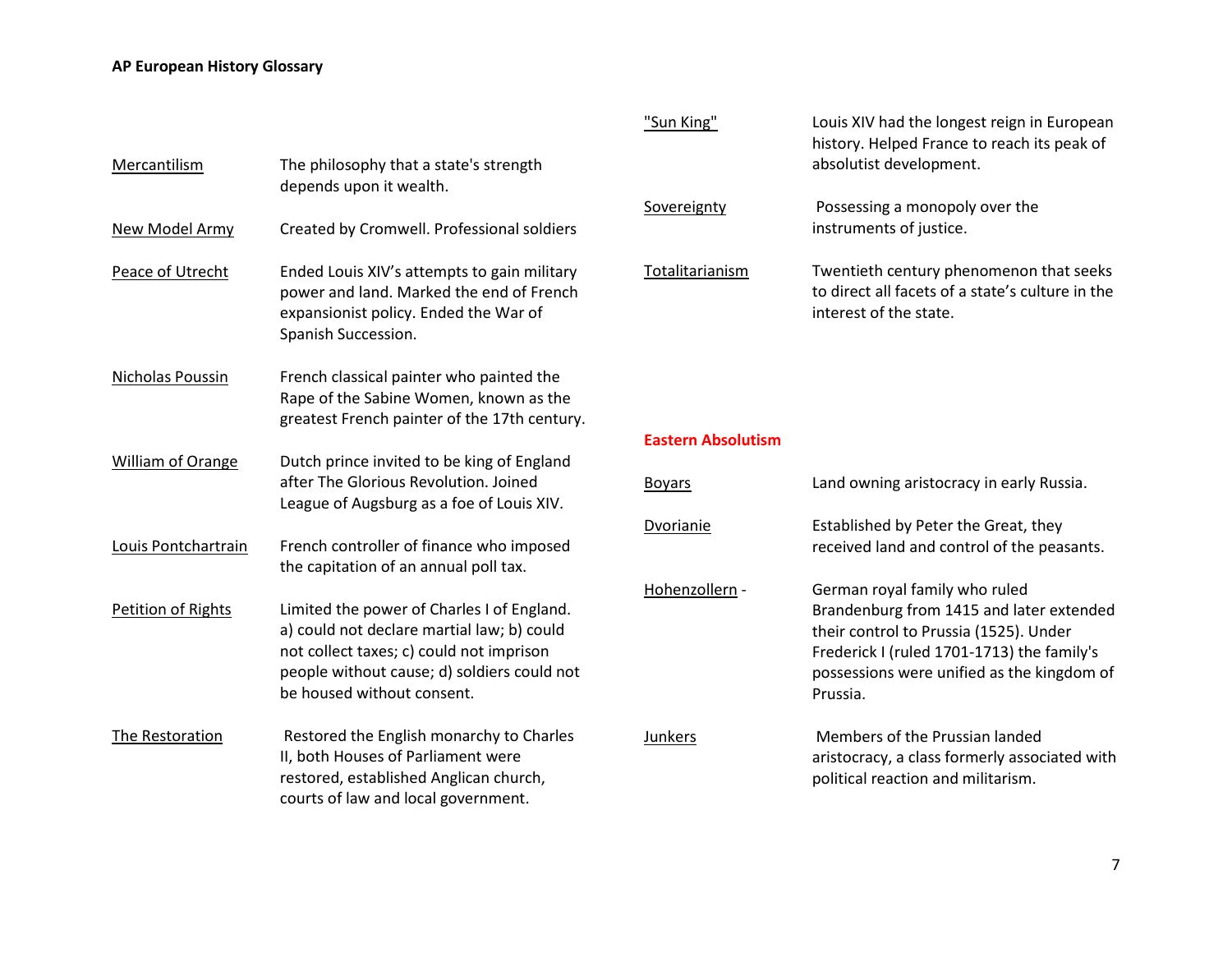| | |
|---|---|
| Mercantilism | The philosophy that a state's strength depends upon it wealth. |
| New Model Army | Created by Cromwell. Professional soldiers |
| Peace of Utrecht | Ended Louis XIV's attempts to gain military power and land. Marked the end of French expansionist policy. Ended the War of Spanish Succession. |
| Nicholas Poussin | French classical painter who painted the Rape of the Sabine Women, known as the greatest French painter of the 17th century. |
| William of Orange | Dutch prince invited to be king of England after The Glorious Revolution. Joined League of Augsburg as a foe of Louis XIV. |
| Louis Pontchartrain | French controller of finance who imposed the capitation of an annual poll tax. |
| Petition of Rights | Limited the power of Charles I of England. a) could not declare martial law; b) could not collect taxes; c) could not imprison people without cause; d) soldiers could not be housed without consent. |
| The Restoration | Restored the English monarchy to Charles II, both Houses of Parliament were restored, established Anglican church, courts of law and local government. |
| "Sun King" | Louis XIV had the longest reign in European history. Helped France to reach its peak of absolutist development. |
| Sovereignty | Possessing a monopoly over the instruments of justice. |
| Totalitarianism | Twentieth century phenomenon that seeks to direct all facets of a state's culture in the interest of the state. |

## Eastern Absolutism

| | |
|---|---|
| Boyars | Land owning aristocracy in early Russia. |
| Dvorianie | Established by Peter the Great, they received land and control of the peasants. |
| Hohenzollern - | German royal family who ruled Brandenburg from 1415 and later extended their control to Prussia (1525). Under Frederick I (ruled 1701-1713) the family's possessions were unified as the kingdom of Prussia. |
| Junkers | Members of the Prussian landed aristocracy, a class formerly associated with political reaction and militarism. |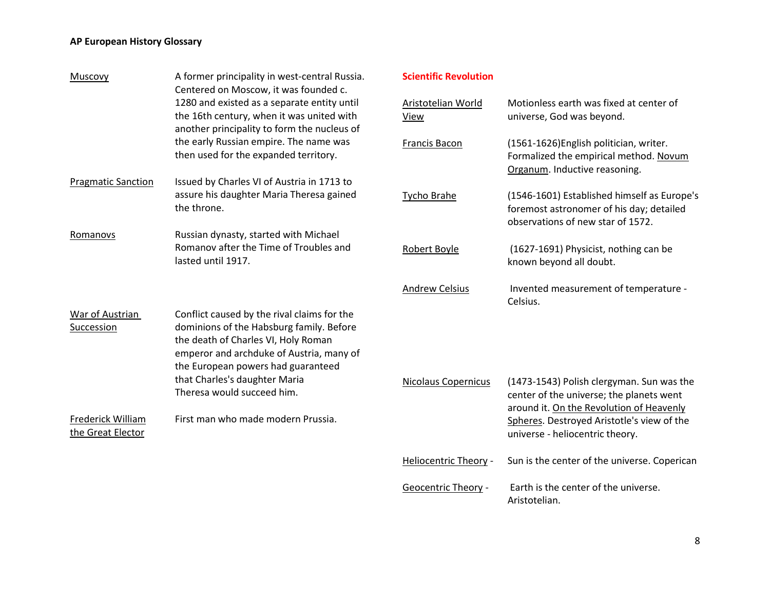| | |
|---|---|
| Muscovy | A former principality in west-central Russia. Centered on Moscow, it was founded c. 1280 and existed as a separate entity until the 16th century, when it was united with another principality to form the nucleus of the early Russian empire. The name was then used for the expanded territory. |
| Pragmatic Sanction | Issued by Charles VI of Austria in 1713 to assure his daughter Maria Theresa gained the throne. |
| Romanovs | Russian dynasty, started with Michael Romanov after the Time of Troubles and lasted until 1917. |
| War of Austrian Succession | Conflict caused by the rival claims for the dominions of the Habsburg family. Before the death of Charles VI, Holy Roman emperor and archduke of Austria, many of the European powers had guaranteed that Charles's daughter Maria Theresa would succeed him. |
| Frederick William the Great Elector | First man who made modern Prussia. |

## Scientific Revolution

| | |
|---|---|
| Aristotelian World View | Motionless earth was fixed at center of universe, God was beyond. |
| Francis Bacon | (1561-1626)English politician, writer. Formalized the empirical method. Novum Organum. Inductive reasoning. |
| Tycho Brahe | (1546-1601) Established himself as Europe's foremost astronomer of his day; detailed observations of new star of 1572. |
| Robert Boyle | (1627-1691) Physicist, nothing can be known beyond all doubt. |
| Andrew Celsius | Invented measurement of temperature - Celsius. |
| Nicolaus Copernicus | (1473-1543) Polish clergyman. Sun was the center of the universe; the planets went around it. On the Revolution of Heavenly Spheres. Destroyed Aristotle's view of the universe - heliocentric theory. |
| Heliocentric Theory - | Sun is the center of the universe. Copercian |
| Geocentric Theory - | Earth is the center of the universe. Aristotelian. |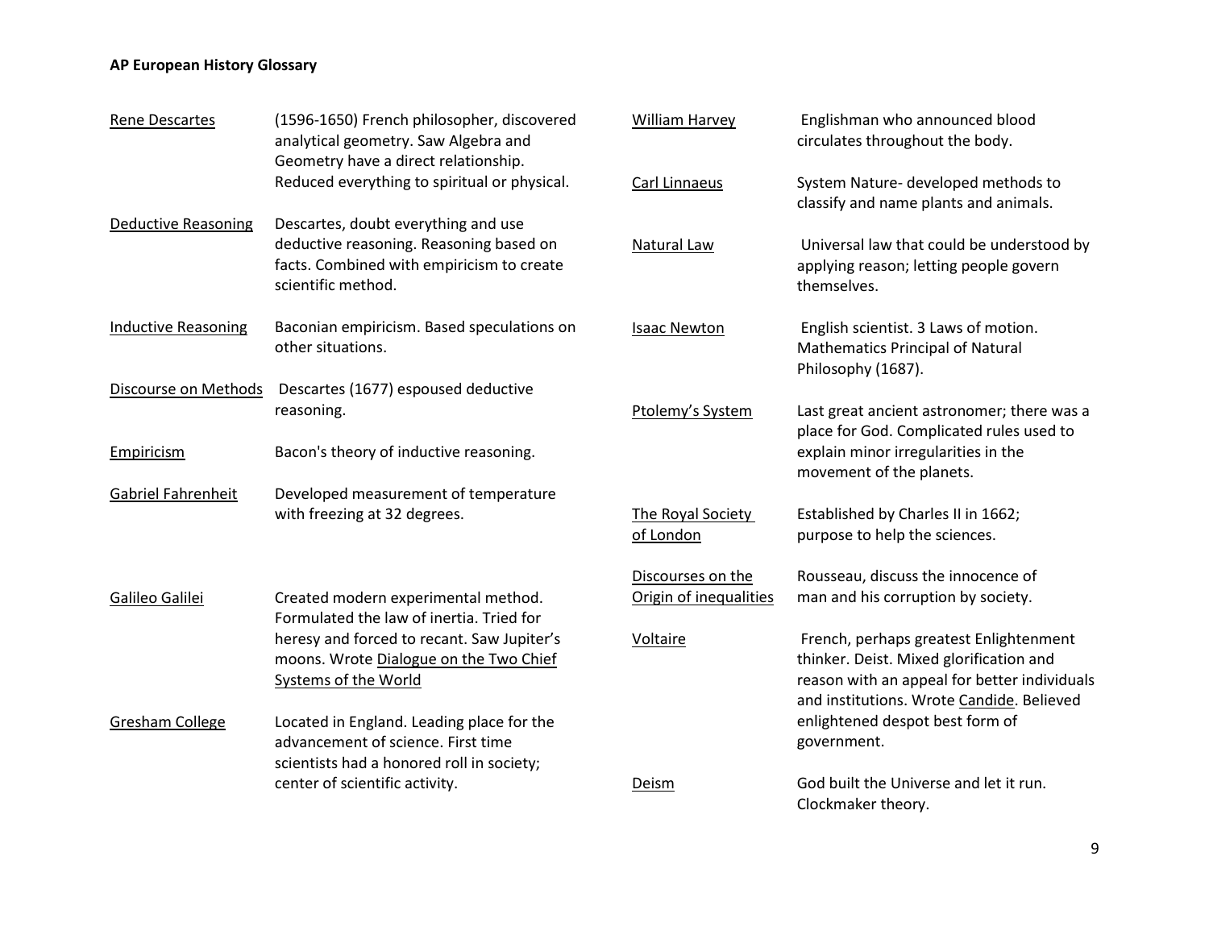**AP European History Glossary**

<u>Rene Descartes</u> — (1596-1650) French philosopher, discovered analytical geometry. Saw Algebra and Geometry have a direct relationship. Reduced everything to spiritual or physical.

<u>Deductive Reasoning</u> — Descartes, doubt everything and use deductive reasoning. Reasoning based on facts. Combined with empiricism to create scientific method.

<u>Inductive Reasoning</u> — Baconian empiricism. Based speculations on other situations.

<u>Discourse on Methods</u> — Descartes (1677) espoused deductive reasoning.

<u>Empiricism</u> — Bacon's theory of inductive reasoning.

<u>Gabriel Fahrenheit</u> — Developed measurement of temperature with freezing at 32 degrees.

<u>Galileo Galilei</u> — Created modern experimental method. Formulated the law of inertia. Tried for heresy and forced to recant. Saw Jupiter's moons. Wrote <u>Dialogue on the Two Chief Systems of the World</u>

<u>Gresham College</u> — Located in England. Leading place for the advancement of science. First time scientists had a honored roll in society; center of scientific activity.

<u>William Harvey</u> — Englishman who announced blood circulates throughout the body.

<u>Carl Linnaeus</u> — System Nature- developed methods to classify and name plants and animals.

<u>Natural Law</u> — Universal law that could be understood by applying reason; letting people govern themselves.

<u>Isaac Newton</u> — English scientist. 3 Laws of motion. Mathematics Principal of Natural Philosophy (1687).

<u>Ptolemy's System</u> — Last great ancient astronomer; there was a place for God. Complicated rules used to explain minor irregularities in the movement of the planets.

<u>The Royal Society of London</u> — Established by Charles II in 1662; purpose to help the sciences.

<u>Discourses on the Origin of inequalities</u> — Rousseau, discuss the innocence of man and his corruption by society.

<u>Voltaire</u> — French, perhaps greatest Enlightenment thinker. Deist. Mixed glorification and reason with an appeal for better individuals and institutions. Wrote <u>Candide</u>. Believed enlightened despot best form of government.

<u>Deism</u> — God built the Universe and let it run. Clockmaker theory.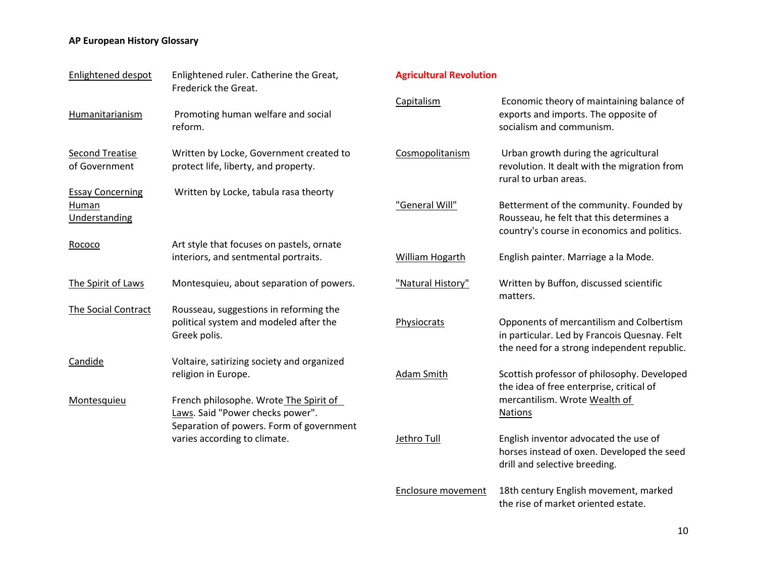| | |
|---|---|
| Enlightened despot | Enlightened ruler. Catherine the Great, Frederick the Great. |
| Humanitarianism | Promoting human welfare and social reform. |
| Second Treatise of Government | Written by Locke, Government created to protect life, liberty, and property. |
| Essay Concerning Human Understanding | Written by Locke, tabula rasa theorty |
| Rococo | Art style that focuses on pastels, ornate interiors, and sentmental portraits. |
| The Spirit of Laws | Montesquieu, about separation of powers. |
| The Social Contract | Rousseau, suggestions in reforming the political system and modeled after the Greek polis. |
| Candide | Voltaire, satirizing society and organized religion in Europe. |
| Montesquieu | French philosophe. Wrote The Spirit of Laws. Said "Power checks power". Separation of powers. Form of government varies according to climate. |

## Agricultural Revolution

| | |
|---|---|
| Capitalism | Economic theory of maintaining balance of exports and imports. The opposite of socialism and communism. |
| Cosmopolitanism | Urban growth during the agricultural revolution. It dealt with the migration from rural to urban areas. |
| "General Will" | Betterment of the community. Founded by Rousseau, he felt that this determines a country's course in economics and politics. |
| William Hogarth | English painter. Marriage a la Mode. |
| "Natural History" | Written by Buffon, discussed scientific matters. |
| Physiocrats | Opponents of mercantilism and Colbertism in particular. Led by Francois Quesnay. Felt the need for a strong independent republic. |
| Adam Smith | Scottish professor of philosophy. Developed the idea of free enterprise, critical of mercantilism. Wrote Wealth of Nations |
| Jethro Tull | English inventor advocated the use of horses instead of oxen. Developed the seed drill and selective breeding. |
| Enclosure movement | 18th century English movement, marked the rise of market oriented estate. |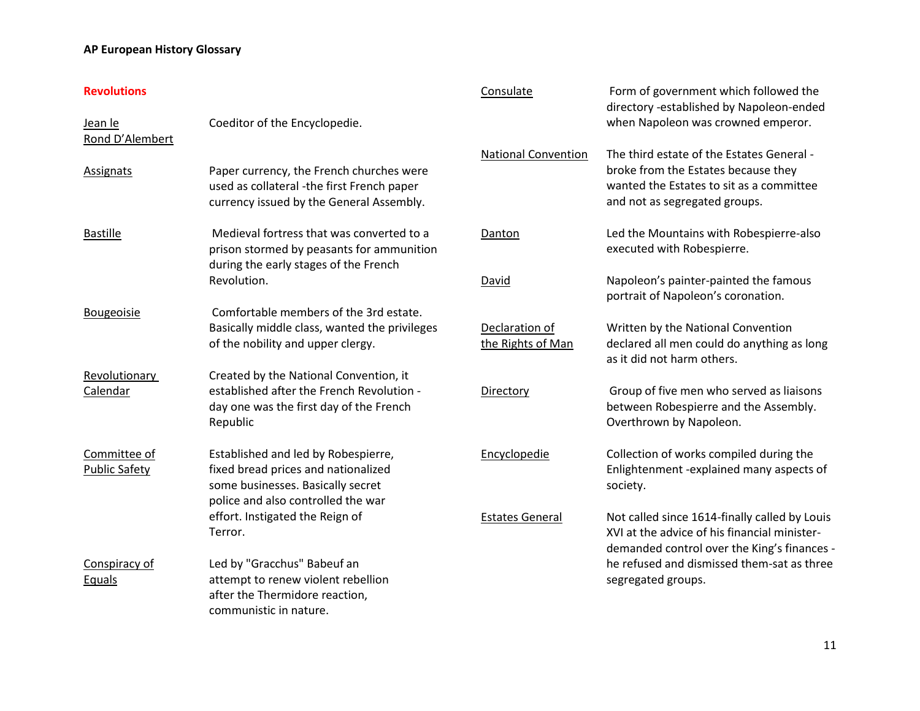**AP European History Glossary**

## Revolutions

| Term | Definition |
|---|---|
| Jean le Rond D'Alembert | Coeditor of the Encyclopedie. |
| Assignats | Paper currency, the French churches were used as collateral -the first French paper currency issued by the General Assembly. |
| Bastille | Medieval fortress that was converted to a prison stormed by peasants for ammunition during the early stages of the French Revolution. |
| Bougeoisie | Comfortable members of the 3rd estate. Basically middle class, wanted the privileges of the nobility and upper clergy. |
| Revolutionary Calendar | Created by the National Convention, it established after the French Revolution - day one was the first day of the French Republic |
| Committee of Public Safety | Established and led by Robespierre, fixed bread prices and nationalized some businesses. Basically secret police and also controlled the war effort. Instigated the Reign of Terror. |
| Conspiracy of Equals | Led by "Gracchus" Babeuf an attempt to renew violent rebellion after the Thermidore reaction, communistic in nature. |
| Consulate | Form of government which followed the directory -established by Napoleon-ended when Napoleon was crowned emperor. |
| National Convention | The third estate of the Estates General - broke from the Estates because they wanted the Estates to sit as a committee and not as segregated groups. |
| Danton | Led the Mountains with Robespierre-also executed with Robespierre. |
| David | Napoleon's painter-painted the famous portrait of Napoleon's coronation. |
| Declaration of the Rights of Man | Written by the National Convention declared all men could do anything as long as it did not harm others. |
| Directory | Group of five men who served as liaisons between Robespierre and the Assembly. Overthrown by Napoleon. |
| Encyclopedie | Collection of works compiled during the Enlightenment -explained many aspects of society. |
| Estates General | Not called since 1614-finally called by Louis XVI at the advice of his financial minister-demanded control over the King's finances - he refused and dismissed them-sat as three segregated groups. |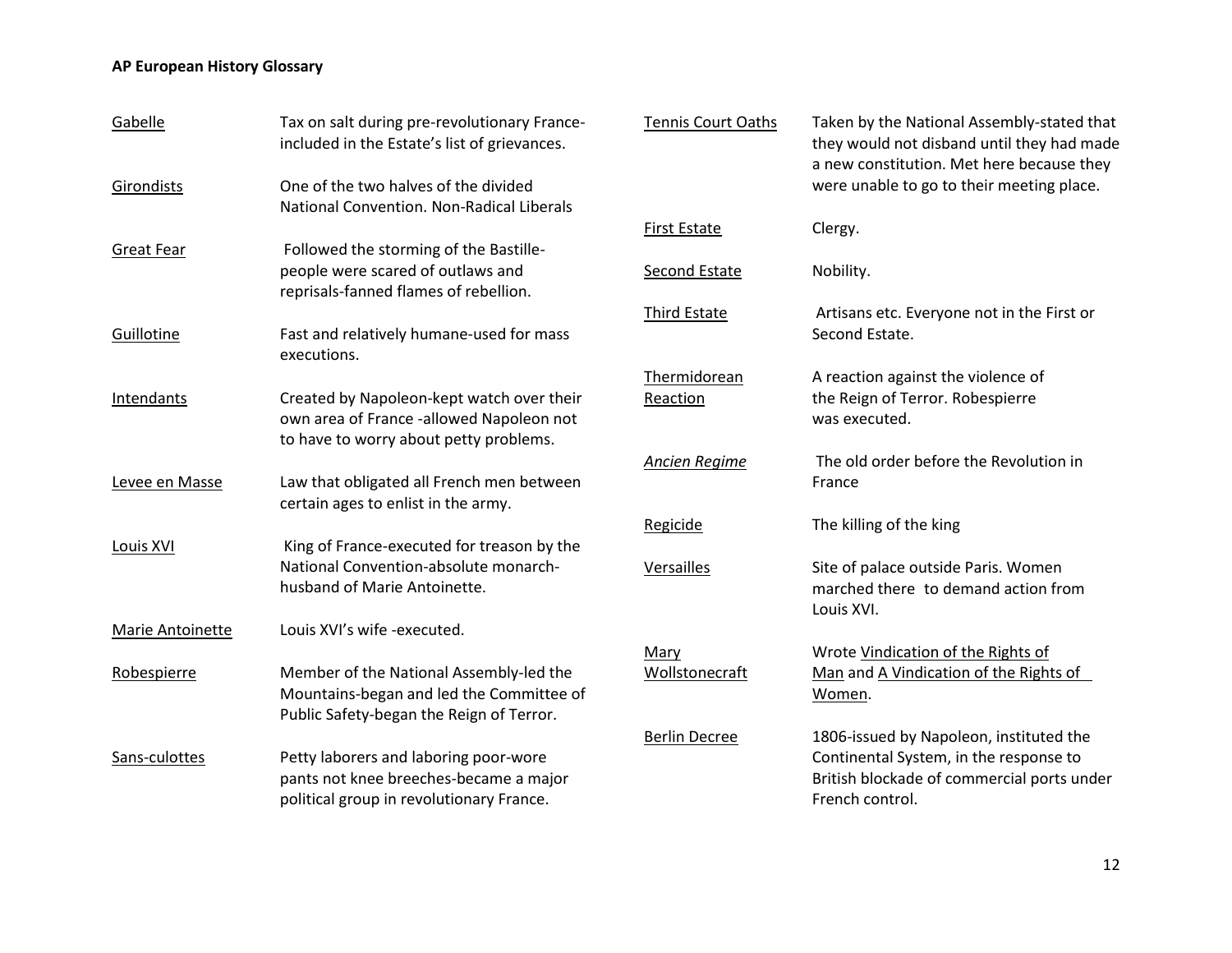**AP European History Glossary**

| Term | Definition |
|---|---|
| Gabelle | Tax on salt during pre-revolutionary France-included in the Estate's list of grievances. |
| Girondists | One of the two halves of the divided National Convention. Non-Radical Liberals |
| Great Fear | Followed the storming of the Bastille-people were scared of outlaws and reprisals-fanned flames of rebellion. |
| Guillotine | Fast and relatively humane-used for mass executions. |
| Intendants | Created by Napoleon-kept watch over their own area of France -allowed Napoleon not to have to worry about petty problems. |
| Levee en Masse | Law that obligated all French men between certain ages to enlist in the army. |
| Louis XVI | King of France-executed for treason by the National Convention-absolute monarch-husband of Marie Antoinette. |
| Marie Antoinette | Louis XVI's wife -executed. |
| Robespierre | Member of the National Assembly-led the Mountains-began and led the Committee of Public Safety-began the Reign of Terror. |
| Sans-culottes | Petty laborers and laboring poor-wore pants not knee breeches-became a major political group in revolutionary France. |
| Tennis Court Oaths | Taken by the National Assembly-stated that they would not disband until they had made a new constitution. Met here because they were unable to go to their meeting place. |
| First Estate | Clergy. |
| Second Estate | Nobility. |
| Third Estate | Artisans etc. Everyone not in the First or Second Estate. |
| Thermidorean Reaction | A reaction against the violence of the Reign of Terror. Robespierre was executed. |
| *Ancien Regime* | The old order before the Revolution in France |
| Regicide | The killing of the king |
| Versailles | Site of palace outside Paris. Women marched there to demand action from Louis XVI. |
| Mary Wollstonecraft | Wrote Vindication of the Rights of Man and A Vindication of the Rights of Women. |
| Berlin Decree | 1806-issued by Napoleon, instituted the Continental System, in the response to British blockade of commercial ports under French control. |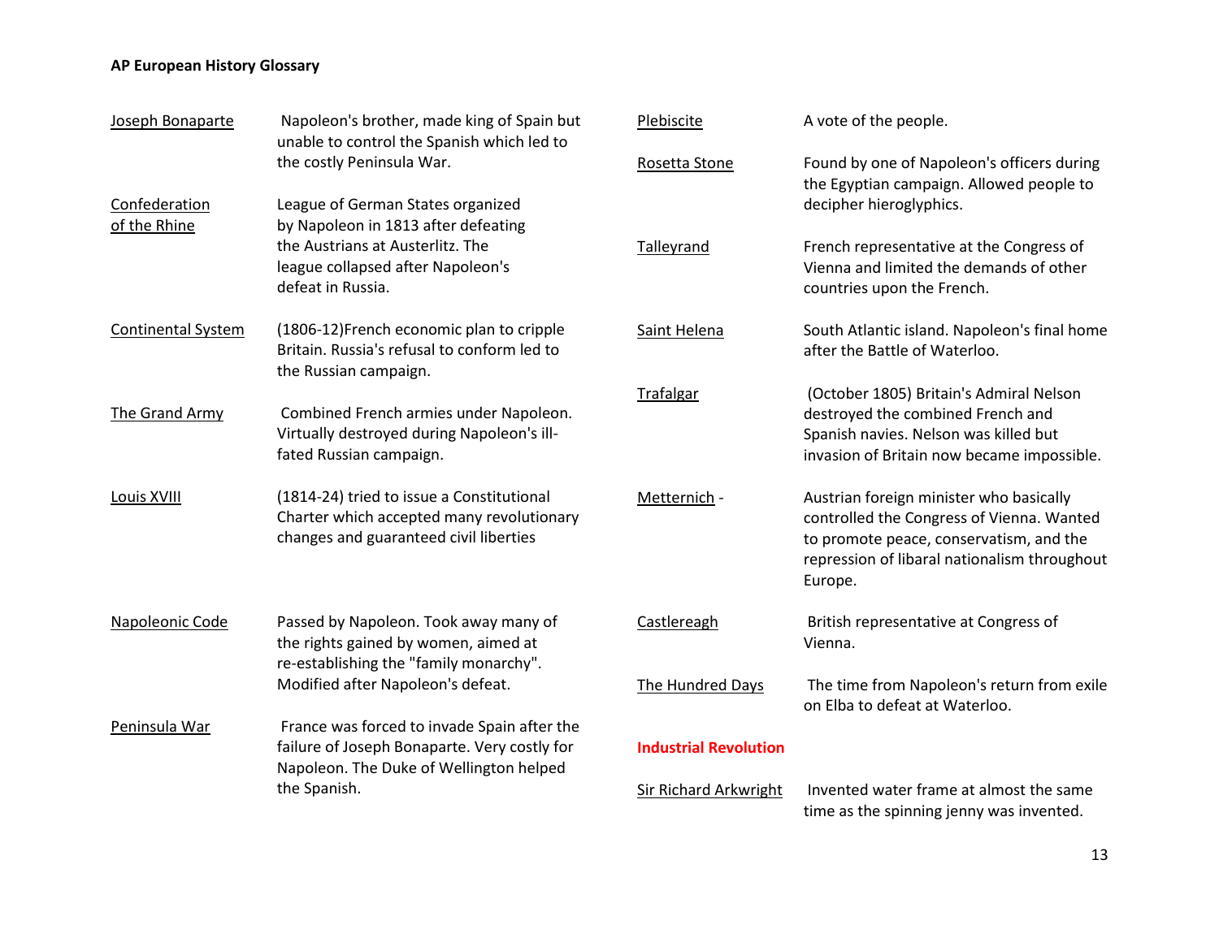**AP European History Glossary**

| | |
|---|---|
| Joseph Bonaparte | Napoleon's brother, made king of Spain but unable to control the Spanish which led to the costly Peninsula War. |
| Confederation of the Rhine | League of German States organized by Napoleon in 1813 after defeating the Austrians at Austerlitz. The league collapsed after Napoleon's defeat in Russia. |
| Continental System | (1806-12)French economic plan to cripple Britain. Russia's refusal to conform led to the Russian campaign. |
| The Grand Army | Combined French armies under Napoleon. Virtually destroyed during Napoleon's ill-fated Russian campaign. |
| Louis XVIII | (1814-24) tried to issue a Constitutional Charter which accepted many revolutionary changes and guaranteed civil liberties |
| Napoleonic Code | Passed by Napoleon. Took away many of the rights gained by women, aimed at re-establishing the "family monarchy". Modified after Napoleon's defeat. |
| Peninsula War | France was forced to invade Spain after the failure of Joseph Bonaparte. Very costly for Napoleon. The Duke of Wellington helped the Spanish. |
| Plebiscite | A vote of the people. |
| Rosetta Stone | Found by one of Napoleon's officers during the Egyptian campaign. Allowed people to decipher hieroglyphics. |
| Talleyrand | French representative at the Congress of Vienna and limited the demands of other countries upon the French. |
| Saint Helena | South Atlantic island. Napoleon's final home after the Battle of Waterloo. |
| Trafalgar | (October 1805) Britain's Admiral Nelson destroyed the combined French and Spanish navies. Nelson was killed but invasion of Britain now became impossible. |
| Metternich - | Austrian foreign minister who basically controlled the Congress of Vienna. Wanted to promote peace, conservatism, and the repression of libaral nationalism throughout Europe. |
| Castlereagh | British representative at Congress of Vienna. |
| The Hundred Days | The time from Napoleon's return from exile on Elba to defeat at Waterloo. |

**Industrial Revolution**

| | |
|---|---|
| Sir Richard Arkwright | Invented water frame at almost the same time as the spinning jenny was invented. |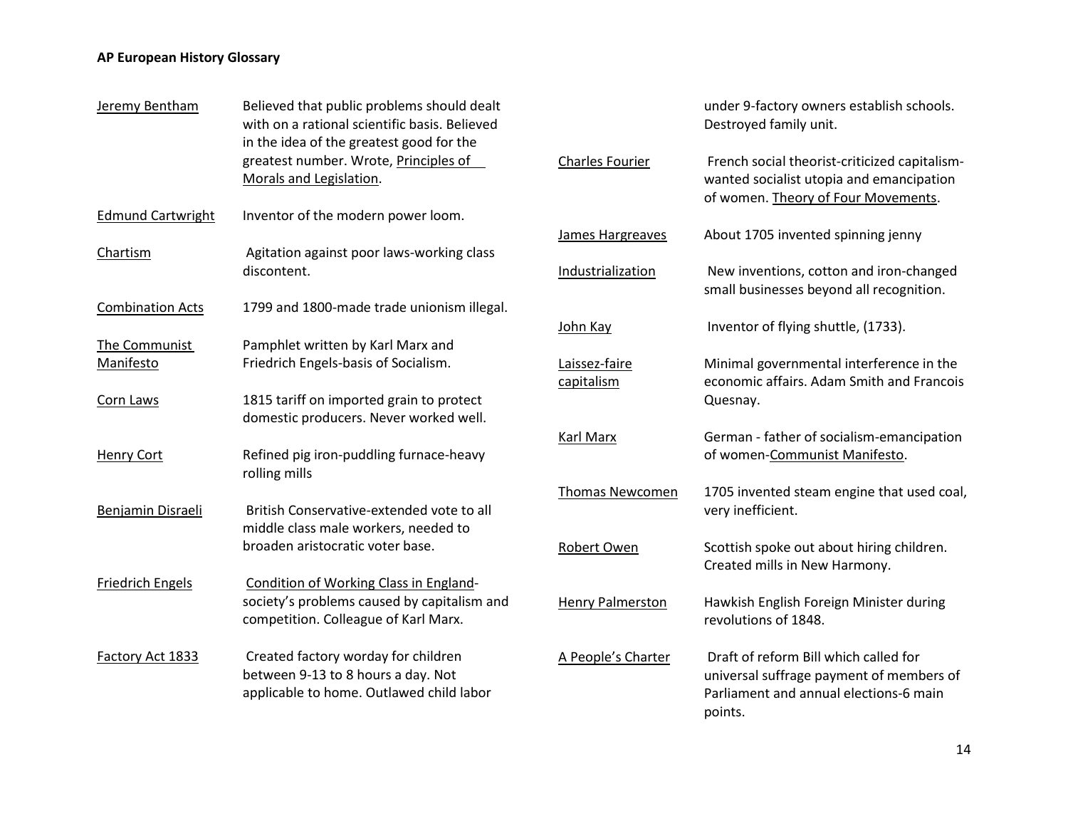**AP European History Glossary**

| | |
|---|---|
| Jeremy Bentham | Believed that public problems should dealt with on a rational scientific basis. Believed in the idea of the greatest good for the greatest number. Wrote, Principles of Morals and Legislation. |
| Edmund Cartwright | Inventor of the modern power loom. |
| Chartism | Agitation against poor laws-working class discontent. |
| Combination Acts | 1799 and 1800-made trade unionism illegal. |
| The Communist Manifesto | Pamphlet written by Karl Marx and Friedrich Engels-basis of Socialism. |
| Corn Laws | 1815 tariff on imported grain to protect domestic producers. Never worked well. |
| Henry Cort | Refined pig iron-puddling furnace-heavy rolling mills |
| Benjamin Disraeli | British Conservative-extended vote to all middle class male workers, needed to broaden aristocratic voter base. |
| Friedrich Engels | Condition of Working Class in England-society's problems caused by capitalism and competition. Colleague of Karl Marx. |
| Factory Act 1833 | Created factory worday for children between 9-13 to 8 hours a day. Not applicable to home. Outlawed child labor under 9-factory owners establish schools. Destroyed family unit. |
| Charles Fourier | French social theorist-criticized capitalism-wanted socialist utopia and emancipation of women. Theory of Four Movements. |
| James Hargreaves | About 1705 invented spinning jenny |
| Industrialization | New inventions, cotton and iron-changed small businesses beyond all recognition. |
| John Kay | Inventor of flying shuttle, (1733). |
| Laissez-faire capitalism | Minimal governmental interference in the economic affairs. Adam Smith and Francois Quesnay. |
| Karl Marx | German - father of socialism-emancipation of women-Communist Manifesto. |
| Thomas Newcomen | 1705 invented steam engine that used coal, very inefficient. |
| Robert Owen | Scottish spoke out about hiring children. Created mills in New Harmony. |
| Henry Palmerston | Hawkish English Foreign Minister during revolutions of 1848. |
| A People's Charter | Draft of reform Bill which called for universal suffrage payment of members of Parliament and annual elections-6 main points. |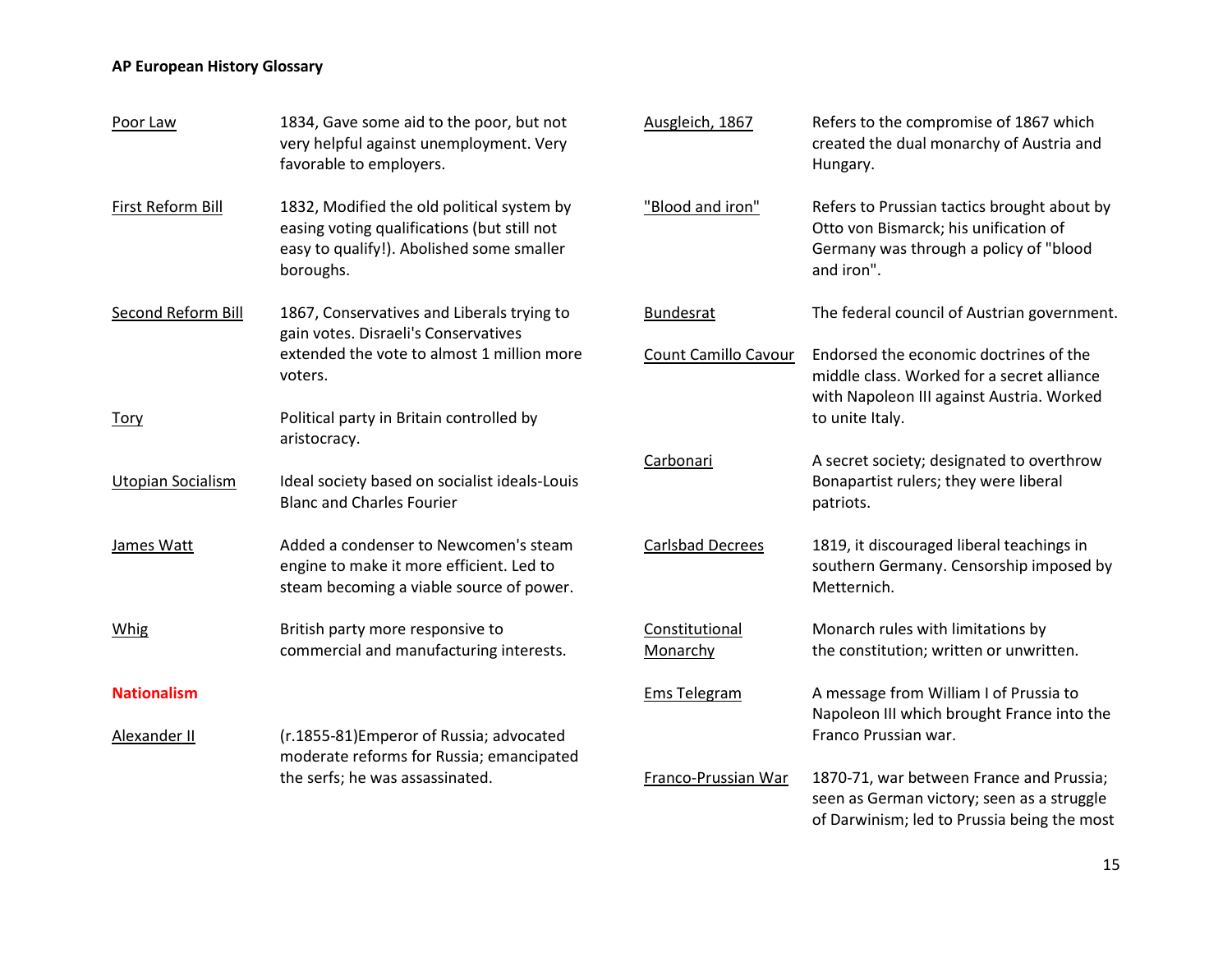| Term | Definition |
|---|---|
| Poor Law | 1834, Gave some aid to the poor, but not very helpful against unemployment. Very favorable to employers. |
| First Reform Bill | 1832, Modified the old political system by easing voting qualifications (but still not easy to qualify!). Abolished some smaller boroughs. |
| Second Reform Bill | 1867, Conservatives and Liberals trying to gain votes. Disraeli's Conservatives extended the vote to almost 1 million more voters. |
| Tory | Political party in Britain controlled by aristocracy. |
| Utopian Socialism | Ideal society based on socialist ideals-Louis Blanc and Charles Fourier |
| James Watt | Added a condenser to Newcomen's steam engine to make it more efficient. Led to steam becoming a viable source of power. |
| Whig | British party more responsive to commercial and manufacturing interests. |

**Nationalism**

| Term | Definition |
|---|---|
| Alexander II | (r.1855-81)Emperor of Russia; advocated moderate reforms for Russia; emancipated the serfs; he was assassinated. |
| Ausgleich, 1867 | Refers to the compromise of 1867 which created the dual monarchy of Austria and Hungary. |
| "Blood and iron" | Refers to Prussian tactics brought about by Otto von Bismarck; his unification of Germany was through a policy of "blood and iron". |
| Bundesrat | The federal council of Austrian government. |
| Count Camillo Cavour | Endorsed the economic doctrines of the middle class. Worked for a secret alliance with Napoleon III against Austria. Worked to unite Italy. |
| Carbonari | A secret society; designated to overthrow Bonapartist rulers; they were liberal patriots. |
| Carlsbad Decrees | 1819, it discouraged liberal teachings in southern Germany. Censorship imposed by Metternich. |
| Constitutional Monarchy | Monarch rules with limitations by the constitution; written or unwritten. |
| Ems Telegram | A message from William I of Prussia to Napoleon III which brought France into the Franco Prussian war. |
| Franco-Prussian War | 1870-71, war between France and Prussia; seen as German victory; seen as a struggle of Darwinism; led to Prussia being the most |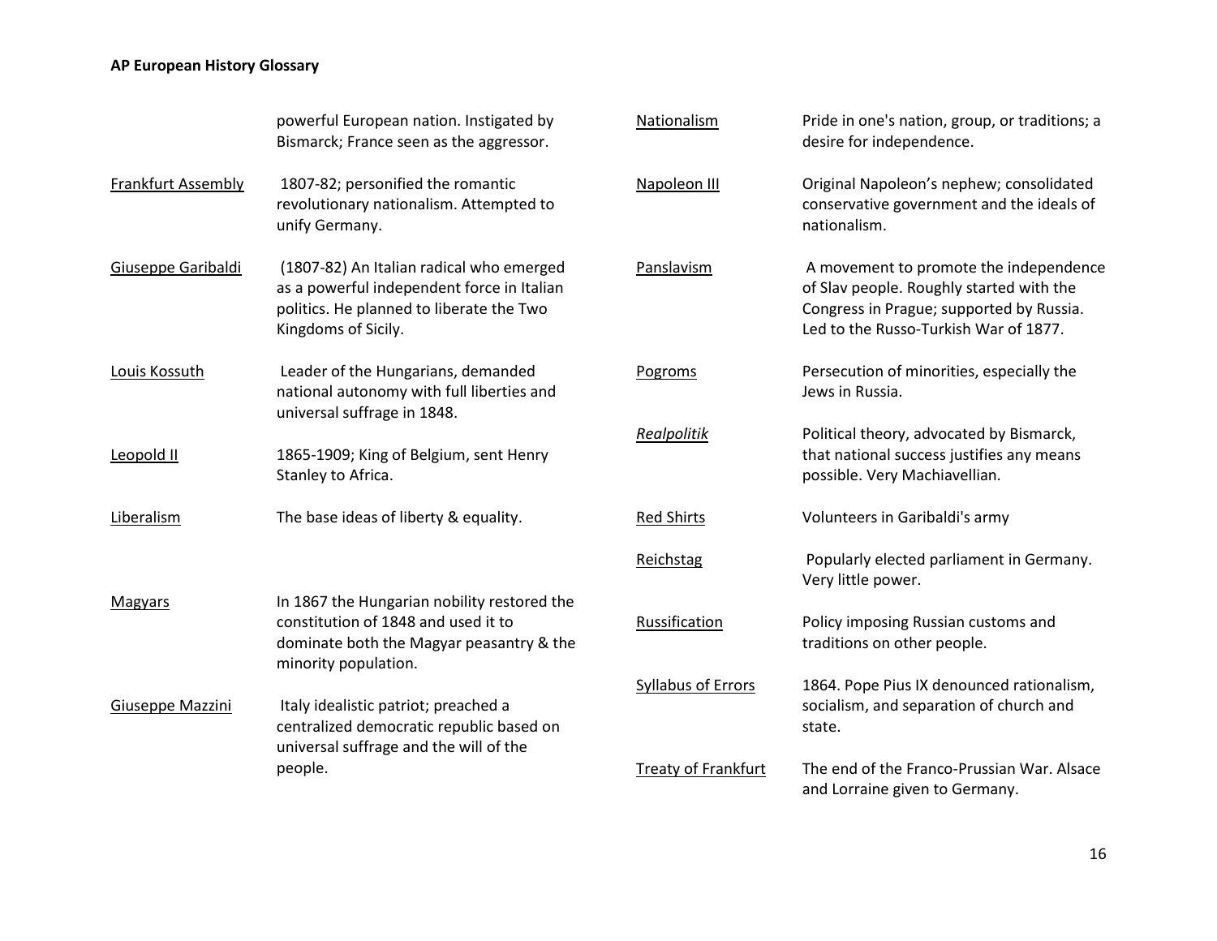powerful European nation. Instigated by Bismarck; France seen as the aggressor.

| Term | Definition |
|---|---|
| Frankfurt Assembly | 1807-82; personified the romantic revolutionary nationalism. Attempted to unify Germany. |
| Giuseppe Garibaldi | (1807-82) An Italian radical who emerged as a powerful independent force in Italian politics. He planned to liberate the Two Kingdoms of Sicily. |
| Louis Kossuth | Leader of the Hungarians, demanded national autonomy with full liberties and universal suffrage in 1848. |
| Leopold II | 1865-1909; King of Belgium, sent Henry Stanley to Africa. |
| Liberalism | The base ideas of liberty & equality. |
| Magyars | In 1867 the Hungarian nobility restored the constitution of 1848 and used it to dominate both the Magyar peasantry & the minority population. |
| Giuseppe Mazzini | Italy idealistic patriot; preached a centralized democratic republic based on universal suffrage and the will of the people. |
| Nationalism | Pride in one's nation, group, or traditions; a desire for independence. |
| Napoleon III | Original Napoleon's nephew; consolidated conservative government and the ideals of nationalism. |
| Panslavism | A movement to promote the independence of Slav people. Roughly started with the Congress in Prague; supported by Russia. Led to the Russo-Turkish War of 1877. |
| Pogroms | Persecution of minorities, especially the Jews in Russia. |
| *Realpolitik* | Political theory, advocated by Bismarck, that national success justifies any means possible. Very Machiavellian. |
| Red Shirts | Volunteers in Garibaldi's army |
| Reichstag | Popularly elected parliament in Germany. Very little power. |
| Russification | Policy imposing Russian customs and traditions on other people. |
| Syllabus of Errors | 1864. Pope Pius IX denounced rationalism, socialism, and separation of church and state. |
| Treaty of Frankfurt | The end of the Franco-Prussian War. Alsace and Lorraine given to Germany. |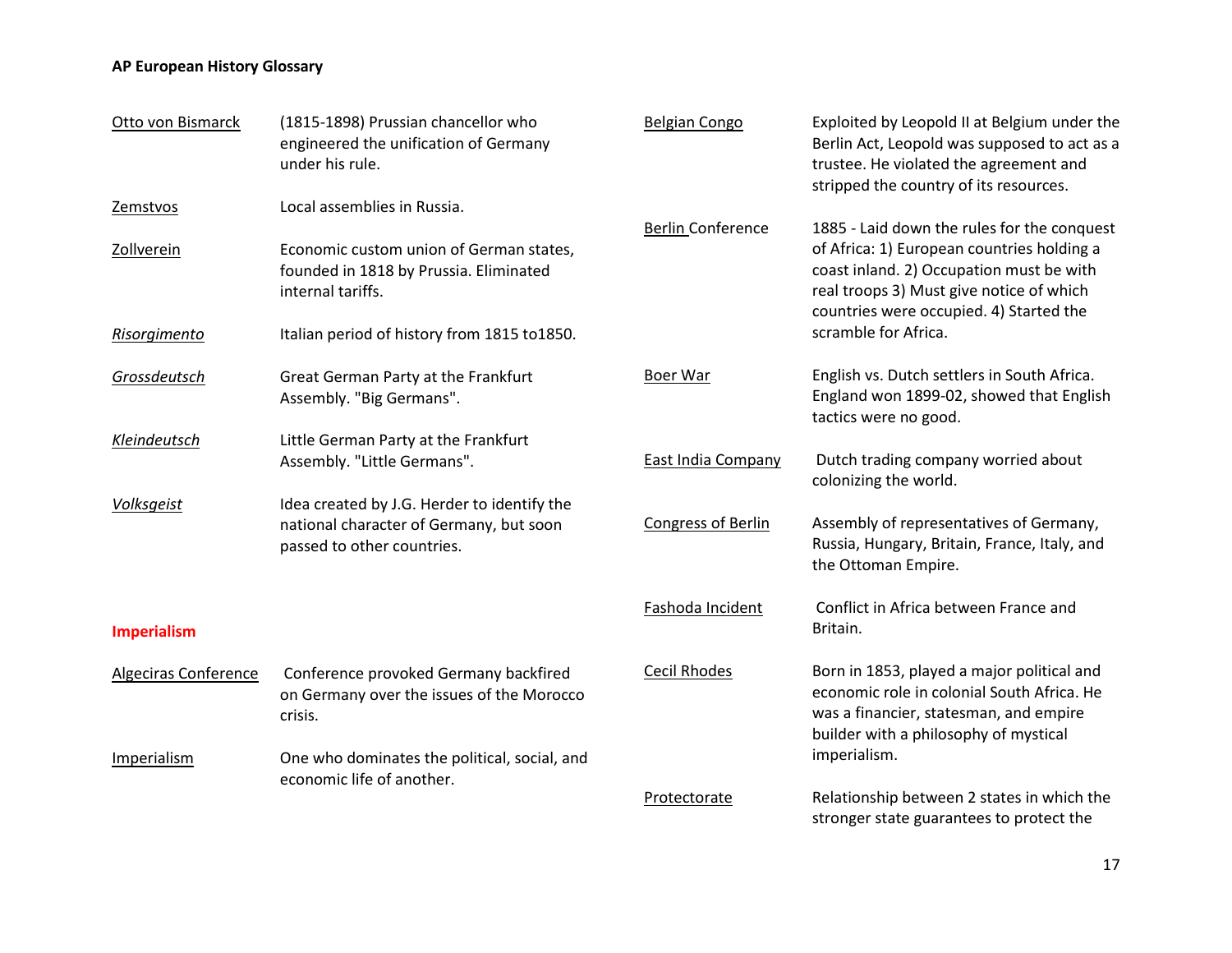## AP European History Glossary

**Otto von Bismarck** — (1815-1898) Prussian chancellor who engineered the unification of Germany under his rule.

**Zemstvos** — Local assemblies in Russia.

**Zollverein** — Economic custom union of German states, founded in 1818 by Prussia. Eliminated internal tariffs.

***Risorgimento*** — Italian period of history from 1815 to1850.

***Grossdeutsch*** — Great German Party at the Frankfurt Assembly. "Big Germans".

***Kleindeutsch*** — Little German Party at the Frankfurt Assembly. "Little Germans".

***Volksgeist*** — Idea created by J.G. Herder to identify the national character of Germany, but soon passed to other countries.

### Imperialism

**Algeciras Conference** — Conference provoked Germany backfired on Germany over the issues of the Morocco crisis.

**Imperialism** — One who dominates the political, social, and economic life of another.

**Belgian Congo** — Exploited by Leopold II at Belgium under the Berlin Act, Leopold was supposed to act as a trustee. He violated the agreement and stripped the country of its resources.

**Berlin Conference** — 1885 - Laid down the rules for the conquest of Africa: 1) European countries holding a coast inland. 2) Occupation must be with real troops 3) Must give notice of which countries were occupied. 4) Started the scramble for Africa.

**Boer War** — English vs. Dutch settlers in South Africa. England won 1899-02, showed that English tactics were no good.

**East India Company** — Dutch trading company worried about colonizing the world.

**Congress of Berlin** — Assembly of representatives of Germany, Russia, Hungary, Britain, France, Italy, and the Ottoman Empire.

**Fashoda Incident** — Conflict in Africa between France and Britain.

**Cecil Rhodes** — Born in 1853, played a major political and economic role in colonial South Africa. He was a financier, statesman, and empire builder with a philosophy of mystical imperialism.

**Protectorate** — Relationship between 2 states in which the stronger state guarantees to protect the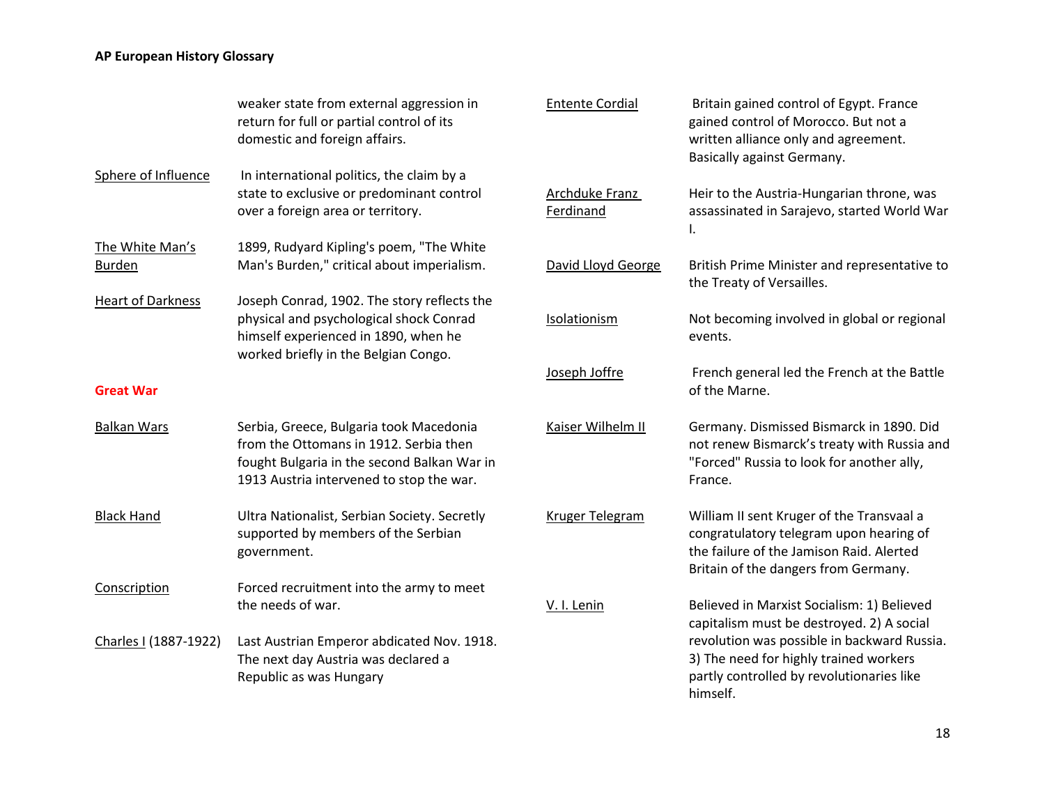weaker state from external aggression in return for full or partial control of its domestic and foreign affairs.

| Term | Definition |
|---|---|
| Sphere of Influence | In international politics, the claim by a state to exclusive or predominant control over a foreign area or territory. |
| The White Man's Burden | 1899, Rudyard Kipling's poem, "The White Man's Burden," critical about imperialism. |
| Heart of Darkness | Joseph Conrad, 1902. The story reflects the physical and psychological shock Conrad himself experienced in 1890, when he worked briefly in the Belgian Congo. |

## Great War

| Term | Definition |
|---|---|
| Balkan Wars | Serbia, Greece, Bulgaria took Macedonia from the Ottomans in 1912. Serbia then fought Bulgaria in the second Balkan War in 1913 Austria intervened to stop the war. |
| Black Hand | Ultra Nationalist, Serbian Society. Secretly supported by members of the Serbian government. |
| Conscription | Forced recruitment into the army to meet the needs of war. |
| Charles I (1887-1922) | Last Austrian Emperor abdicated Nov. 1918. The next day Austria was declared a Republic as was Hungary |
| Entente Cordial | Britain gained control of Egypt. France gained control of Morocco. But not a written alliance only and agreement. Basically against Germany. |
| Archduke Franz Ferdinand | Heir to the Austria-Hungarian throne, was assassinated in Sarajevo, started World War I. |
| David Lloyd George | British Prime Minister and representative to the Treaty of Versailles. |
| Isolationism | Not becoming involved in global or regional events. |
| Joseph Joffre | French general led the French at the Battle of the Marne. |
| Kaiser Wilhelm II | Germany. Dismissed Bismarck in 1890. Did not renew Bismarck's treaty with Russia and "Forced" Russia to look for another ally, France. |
| Kruger Telegram | William II sent Kruger of the Transvaal a congratulatory telegram upon hearing of the failure of the Jamison Raid. Alerted Britain of the dangers from Germany. |
| V. I. Lenin | Believed in Marxist Socialism: 1) Believed capitalism must be destroyed. 2) A social revolution was possible in backward Russia. 3) The need for highly trained workers partly controlled by revolutionaries like himself. |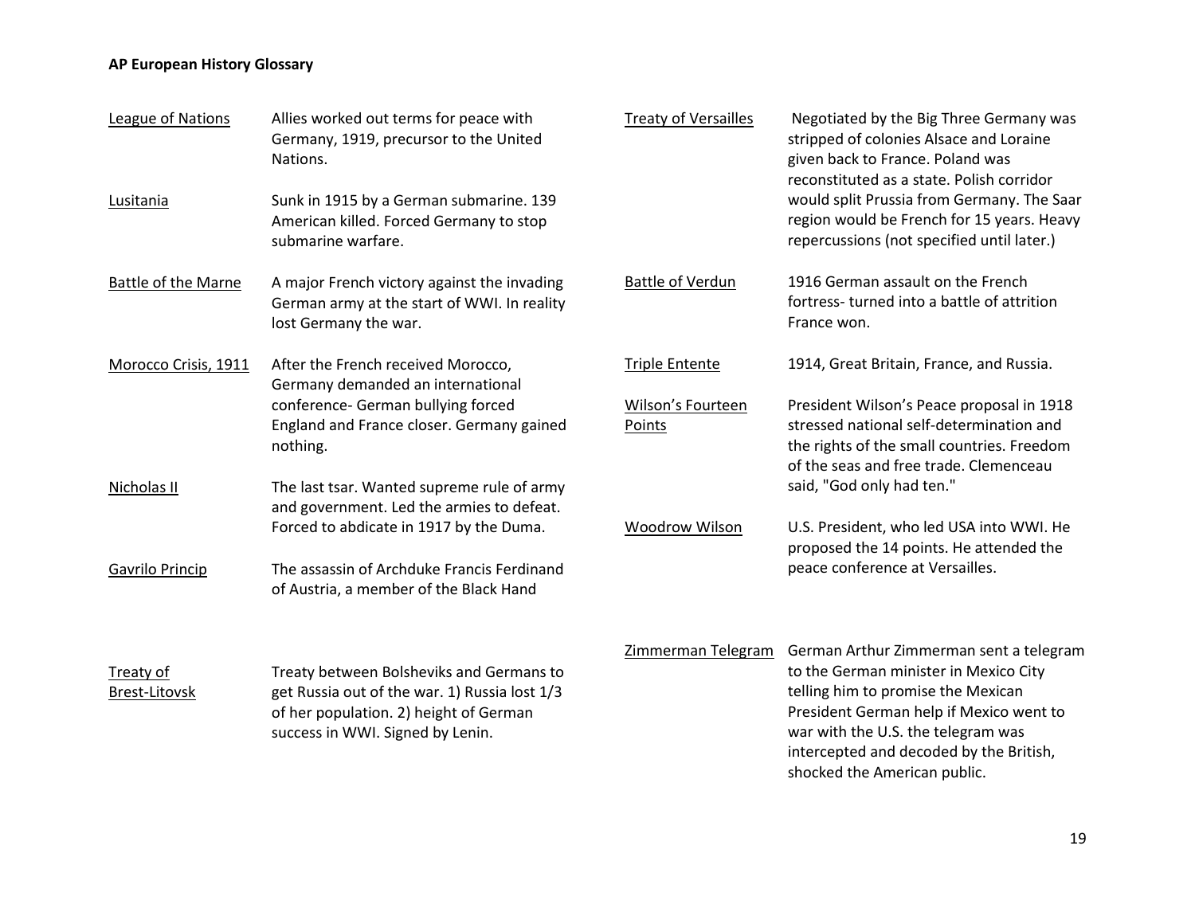**AP European History Glossary**

| Term | Definition |
| --- | --- |
| League of Nations | Allies worked out terms for peace with Germany, 1919, precursor to the United Nations. |
| Lusitania | Sunk in 1915 by a German submarine. 139 American killed. Forced Germany to stop submarine warfare. |
| Battle of the Marne | A major French victory against the invading German army at the start of WWI. In reality lost Germany the war. |
| Morocco Crisis, 1911 | After the French received Morocco, Germany demanded an international conference- German bullying forced England and France closer. Germany gained nothing. |
| Nicholas II | The last tsar. Wanted supreme rule of army and government. Led the armies to defeat. Forced to abdicate in 1917 by the Duma. |
| Gavrilo Princip | The assassin of Archduke Francis Ferdinand of Austria, a member of the Black Hand |
| Treaty of Brest-Litovsk | Treaty between Bolsheviks and Germans to get Russia out of the war. 1) Russia lost 1/3 of her population. 2) height of German success in WWI. Signed by Lenin. |
| Treaty of Versailles | Negotiated by the Big Three Germany was stripped of colonies Alsace and Loraine given back to France. Poland was reconstituted as a state. Polish corridor would split Prussia from Germany. The Saar region would be French for 15 years. Heavy repercussions (not specified until later.) |
| Battle of Verdun | 1916 German assault on the French fortress- turned into a battle of attrition France won. |
| Triple Entente | 1914, Great Britain, France, and Russia. |
| Wilson's Fourteen Points | President Wilson's Peace proposal in 1918 stressed national self-determination and the rights of the small countries. Freedom of the seas and free trade. Clemenceau said, "God only had ten." |
| Woodrow Wilson | U.S. President, who led USA into WWI. He proposed the 14 points. He attended the peace conference at Versailles. |
| Zimmerman Telegram | German Arthur Zimmerman sent a telegram to the German minister in Mexico City telling him to promise the Mexican President German help if Mexico went to war with the U.S. the telegram was intercepted and decoded by the British, shocked the American public. |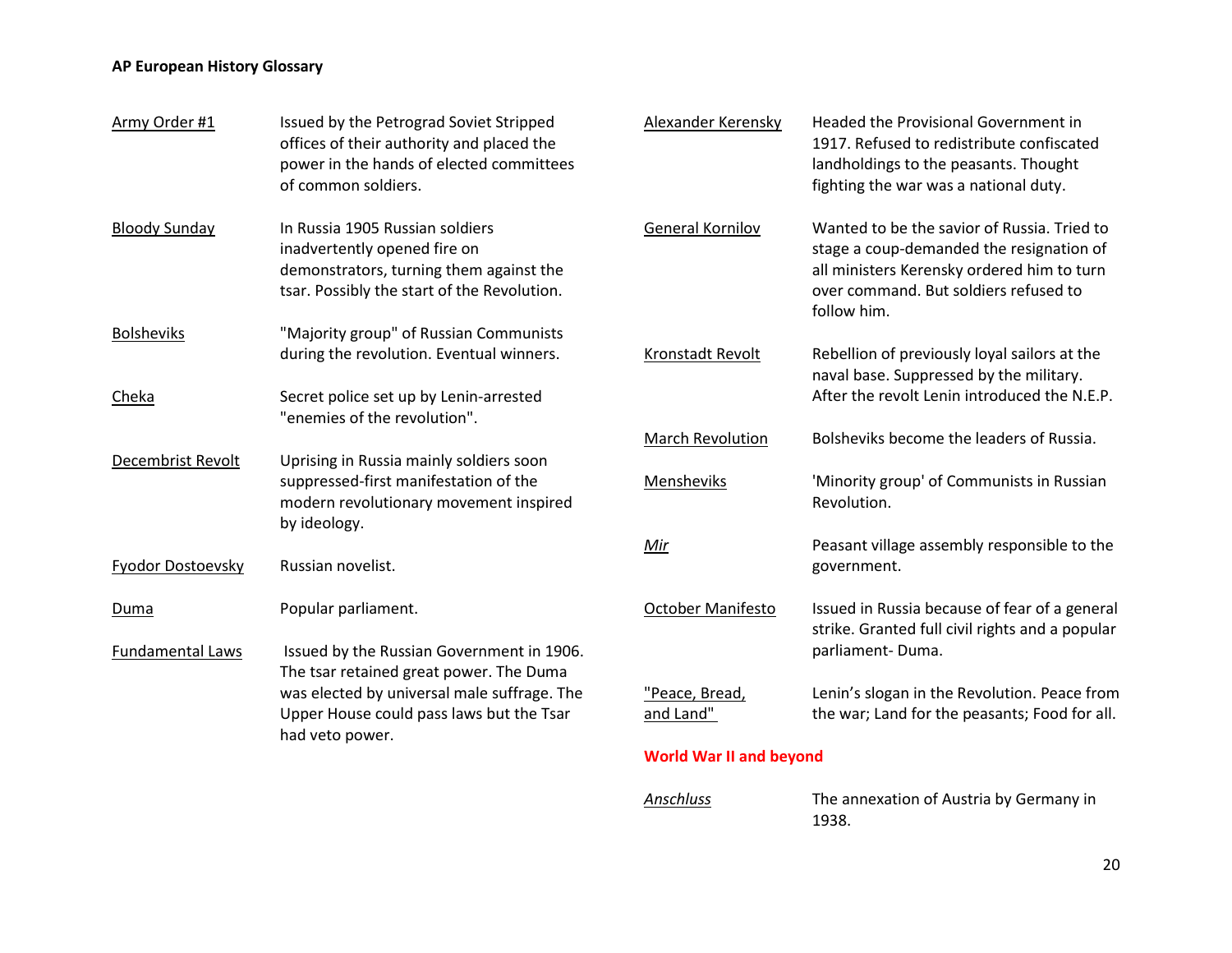**Army Order #1** — Issued by the Petrograd Soviet Stripped offices of their authority and placed the power in the hands of elected committees of common soldiers.

**Bloody Sunday** — In Russia 1905 Russian soldiers inadvertently opened fire on demonstrators, turning them against the tsar. Possibly the start of the Revolution.

**Bolsheviks** — "Majority group" of Russian Communists during the revolution. Eventual winners.

**Cheka** — Secret police set up by Lenin-arrested "enemies of the revolution".

**Decembrist Revolt** — Uprising in Russia mainly soldiers soon suppressed-first manifestation of the modern revolutionary movement inspired by ideology.

**Fyodor Dostoevsky** — Russian novelist.

**Duma** — Popular parliament.

**Fundamental Laws** — Issued by the Russian Government in 1906. The tsar retained great power. The Duma was elected by universal male suffrage. The Upper House could pass laws but the Tsar had veto power.

**Alexander Kerensky** — Headed the Provisional Government in 1917. Refused to redistribute confiscated landholdings to the peasants. Thought fighting the war was a national duty.

**General Kornilov** — Wanted to be the savior of Russia. Tried to stage a coup-demanded the resignation of all ministers Kerensky ordered him to turn over command. But soldiers refused to follow him.

**Kronstadt Revolt** — Rebellion of previously loyal sailors at the naval base. Suppressed by the military. After the revolt Lenin introduced the N.E.P.

**March Revolution** — Bolsheviks become the leaders of Russia.

**Mensheviks** — 'Minority group' of Communists in Russian Revolution.

***Mir*** — Peasant village assembly responsible to the government.

**October Manifesto** — Issued in Russia because of fear of a general strike. Granted full civil rights and a popular parliament- Duma.

**"Peace, Bread, and Land"** — Lenin's slogan in the Revolution. Peace from the war; Land for the peasants; Food for all.

## World War II and beyond

***Anschluss*** — The annexation of Austria by Germany in 1938.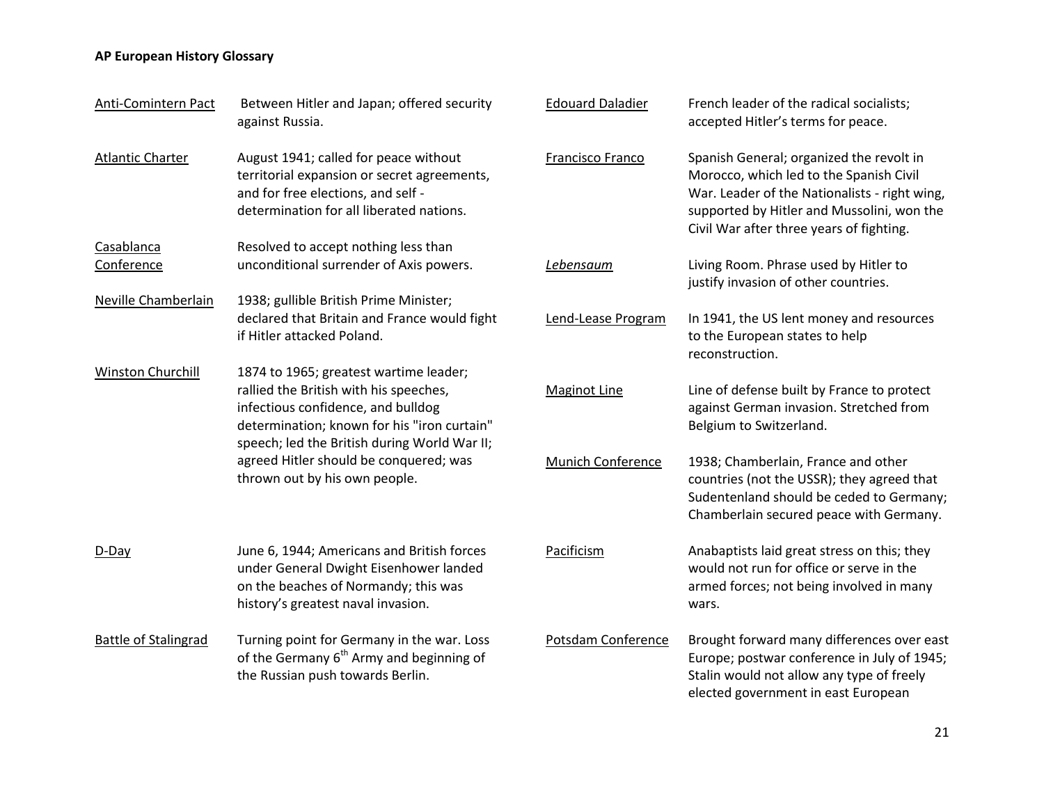**AP European History Glossary**

| Term | Definition |
| --- | --- |
| Anti-Comintern Pact | Between Hitler and Japan; offered security against Russia. |
| Atlantic Charter | August 1941; called for peace without territorial expansion or secret agreements, and for free elections, and self - determination for all liberated nations. |
| Casablanca Conference | Resolved to accept nothing less than unconditional surrender of Axis powers. |
| Neville Chamberlain | 1938; gullible British Prime Minister; declared that Britain and France would fight if Hitler attacked Poland. |
| Winston Churchill | 1874 to 1965; greatest wartime leader; rallied the British with his speeches, infectious confidence, and bulldog determination; known for his "iron curtain" speech; led the British during World War II; agreed Hitler should be conquered; was thrown out by his own people. |
| D-Day | June 6, 1944; Americans and British forces under General Dwight Eisenhower landed on the beaches of Normandy; this was history's greatest naval invasion. |
| Battle of Stalingrad | Turning point for Germany in the war. Loss of the Germany 6th Army and beginning of the Russian push towards Berlin. |
| Edouard Daladier | French leader of the radical socialists; accepted Hitler's terms for peace. |
| Francisco Franco | Spanish General; organized the revolt in Morocco, which led to the Spanish Civil War. Leader of the Nationalists - right wing, supported by Hitler and Mussolini, won the Civil War after three years of fighting. |
| *Lebensaum* | Living Room. Phrase used by Hitler to justify invasion of other countries. |
| Lend-Lease Program | In 1941, the US lent money and resources to the European states to help reconstruction. |
| Maginot Line | Line of defense built by France to protect against German invasion. Stretched from Belgium to Switzerland. |
| Munich Conference | 1938; Chamberlain, France and other countries (not the USSR); they agreed that Sudentenland should be ceded to Germany; Chamberlain secured peace with Germany. |
| Pacificism | Anabaptists laid great stress on this; they would not run for office or serve in the armed forces; not being involved in many wars. |
| Potsdam Conference | Brought forward many differences over east Europe; postwar conference in July of 1945; Stalin would not allow any type of freely elected government in east European |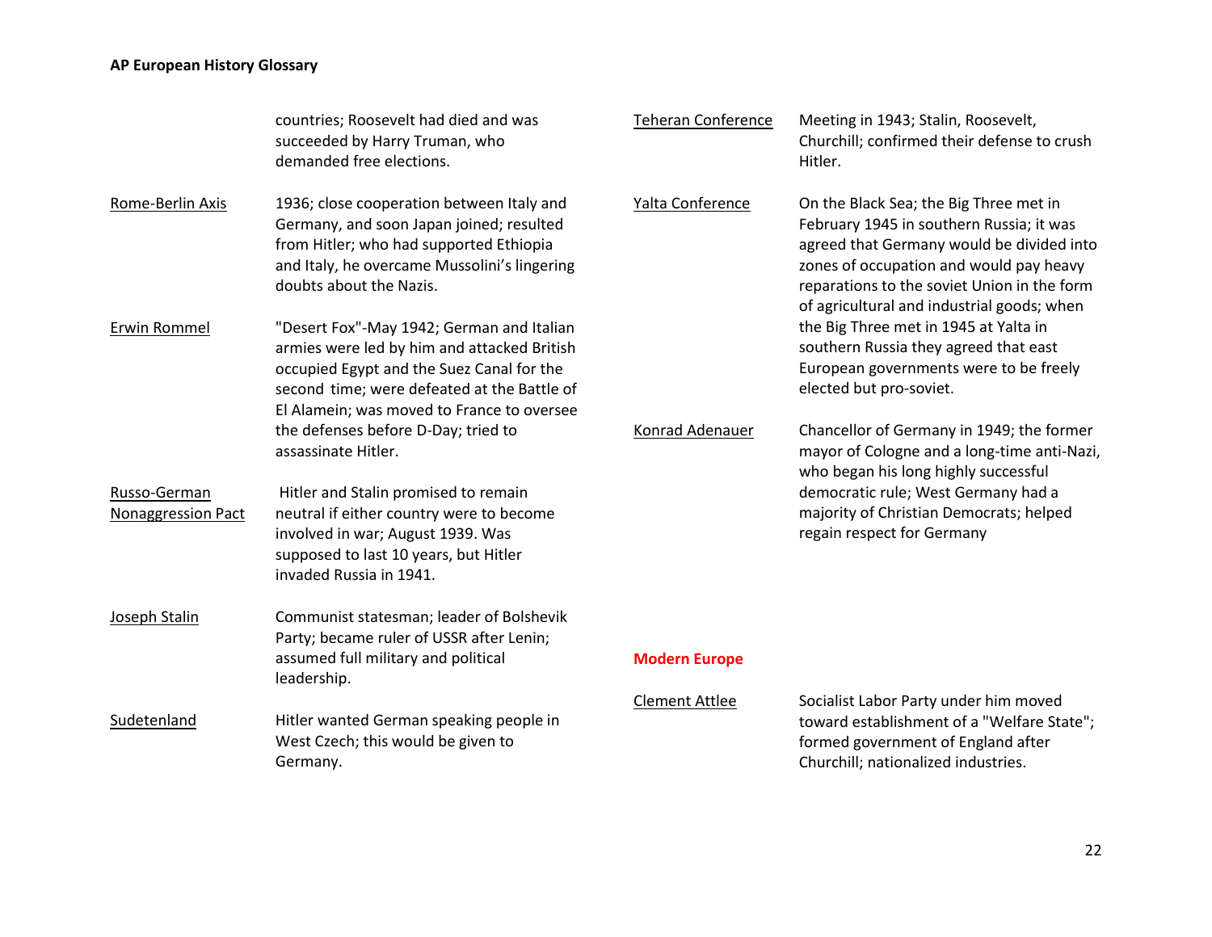countries; Roosevelt had died and was succeeded by Harry Truman, who demanded free elections.

Rome-Berlin Axis — 1936; close cooperation between Italy and Germany, and soon Japan joined; resulted from Hitler; who had supported Ethiopia and Italy, he overcame Mussolini's lingering doubts about the Nazis.

Erwin Rommel — "Desert Fox"-May 1942; German and Italian armies were led by him and attacked British occupied Egypt and the Suez Canal for the second time; were defeated at the Battle of El Alamein; was moved to France to oversee the defenses before D-Day; tried to assassinate Hitler.

Russo-German Nonaggression Pact — Hitler and Stalin promised to remain neutral if either country were to become involved in war; August 1939. Was supposed to last 10 years, but Hitler invaded Russia in 1941.

Joseph Stalin — Communist statesman; leader of Bolshevik Party; became ruler of USSR after Lenin; assumed full military and political leadership.

Sudetenland — Hitler wanted German speaking people in West Czech; this would be given to Germany.

Teheran Conference — Meeting in 1943; Stalin, Roosevelt, Churchill; confirmed their defense to crush Hitler.

Yalta Conference — On the Black Sea; the Big Three met in February 1945 in southern Russia; it was agreed that Germany would be divided into zones of occupation and would pay heavy reparations to the soviet Union in the form of agricultural and industrial goods; when the Big Three met in 1945 at Yalta in southern Russia they agreed that east European governments were to be freely elected but pro-soviet.

Konrad Adenauer — Chancellor of Germany in 1949; the former mayor of Cologne and a long-time anti-Nazi, who began his long highly successful democratic rule; West Germany had a majority of Christian Democrats; helped regain respect for Germany

## Modern Europe

Clement Attlee — Socialist Labor Party under him moved toward establishment of a "Welfare State"; formed government of England after Churchill; nationalized industries.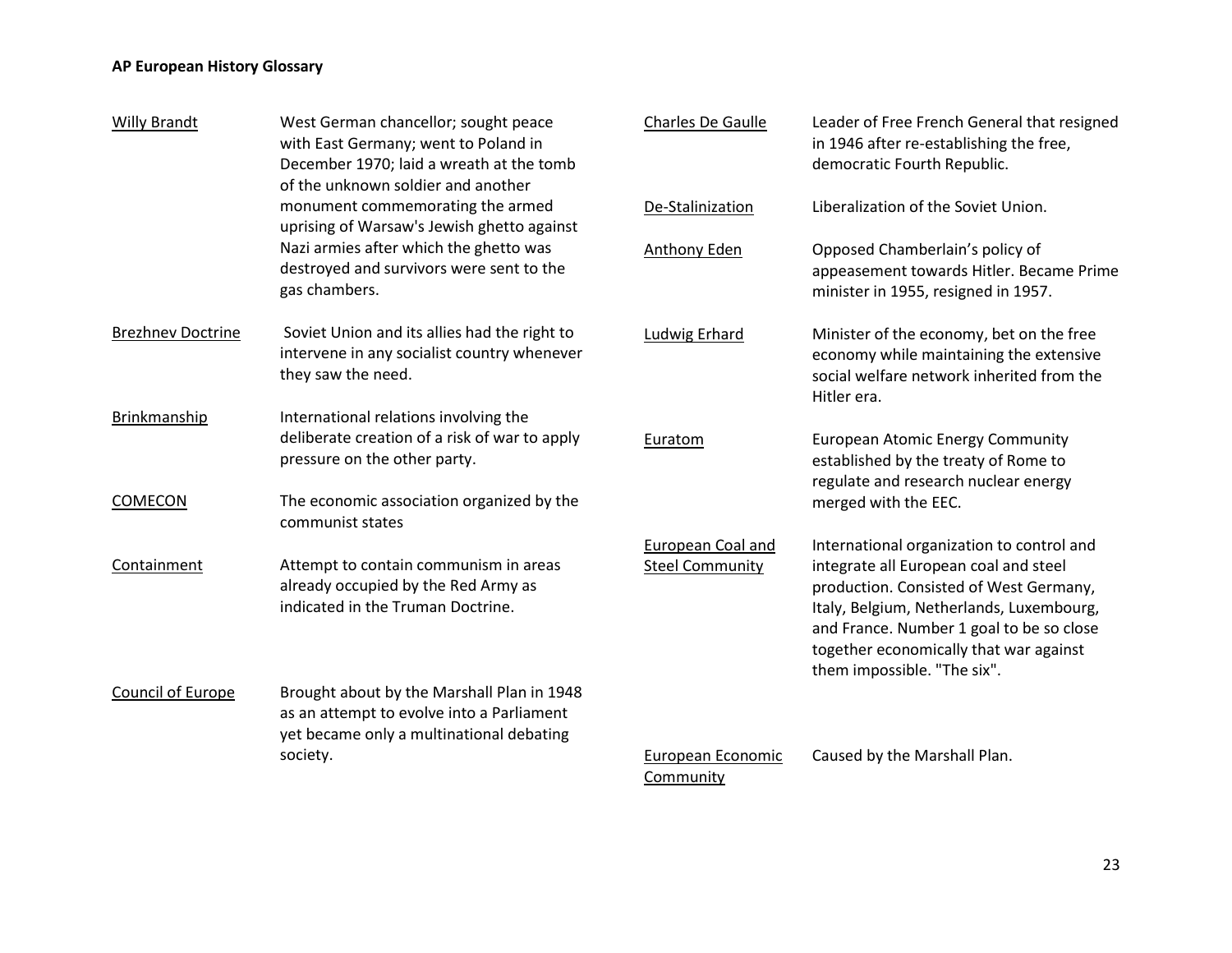| Term | Definition |
|---|---|
| Willy Brandt | West German chancellor; sought peace with East Germany; went to Poland in December 1970; laid a wreath at the tomb of the unknown soldier and another monument commemorating the armed uprising of Warsaw's Jewish ghetto against Nazi armies after which the ghetto was destroyed and survivors were sent to the gas chambers. |
| Brezhnev Doctrine | Soviet Union and its allies had the right to intervene in any socialist country whenever they saw the need. |
| Brinkmanship | International relations involving the deliberate creation of a risk of war to apply pressure on the other party. |
| COMECON | The economic association organized by the communist states |
| Containment | Attempt to contain communism in areas already occupied by the Red Army as indicated in the Truman Doctrine. |
| Council of Europe | Brought about by the Marshall Plan in 1948 as an attempt to evolve into a Parliament yet became only a multinational debating society. |
| Charles De Gaulle | Leader of Free French General that resigned in 1946 after re-establishing the free, democratic Fourth Republic. |
| De-Stalinization | Liberalization of the Soviet Union. |
| Anthony Eden | Opposed Chamberlain's policy of appeasement towards Hitler. Became Prime minister in 1955, resigned in 1957. |
| Ludwig Erhard | Minister of the economy, bet on the free economy while maintaining the extensive social welfare network inherited from the Hitler era. |
| Euratom | European Atomic Energy Community established by the treaty of Rome to regulate and research nuclear energy merged with the EEC. |
| European Coal and Steel Community | International organization to control and integrate all European coal and steel production. Consisted of West Germany, Italy, Belgium, Netherlands, Luxembourg, and France. Number 1 goal to be so close together economically that war against them impossible. "The six". |
| European Economic Community | Caused by the Marshall Plan. |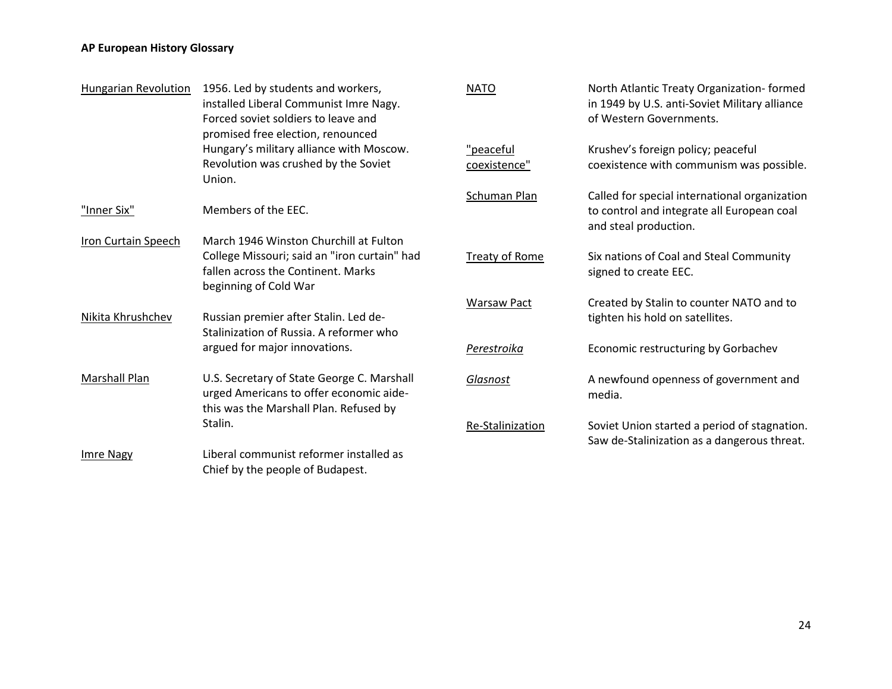| | |
|---|---|
| Hungarian Revolution | 1956. Led by students and workers, installed Liberal Communist Imre Nagy. Forced soviet soldiers to leave and promised free election, renounced Hungary's military alliance with Moscow. Revolution was crushed by the Soviet Union. |
| "Inner Six" | Members of the EEC. |
| Iron Curtain Speech | March 1946 Winston Churchill at Fulton College Missouri; said an "iron curtain" had fallen across the Continent. Marks beginning of Cold War |
| Nikita Khrushchev | Russian premier after Stalin. Led de-Stalinization of Russia. A reformer who argued for major innovations. |
| Marshall Plan | U.S. Secretary of State George C. Marshall urged Americans to offer economic aide- this was the Marshall Plan. Refused by Stalin. |
| Imre Nagy | Liberal communist reformer installed as Chief by the people of Budapest. |
| NATO | North Atlantic Treaty Organization- formed in 1949 by U.S. anti-Soviet Military alliance of Western Governments. |
| "peaceful coexistence" | Krushev's foreign policy; peaceful coexistence with communism was possible. |
| Schuman Plan | Called for special international organization to control and integrate all European coal and steal production. |
| Treaty of Rome | Six nations of Coal and Steal Community signed to create EEC. |
| Warsaw Pact | Created by Stalin to counter NATO and to tighten his hold on satellites. |
| *Perestroika* | Economic restructuring by Gorbachev |
| *Glasnost* | A newfound openness of government and media. |
| Re-Stalinization | Soviet Union started a period of stagnation. Saw de-Stalinization as a dangerous threat. |